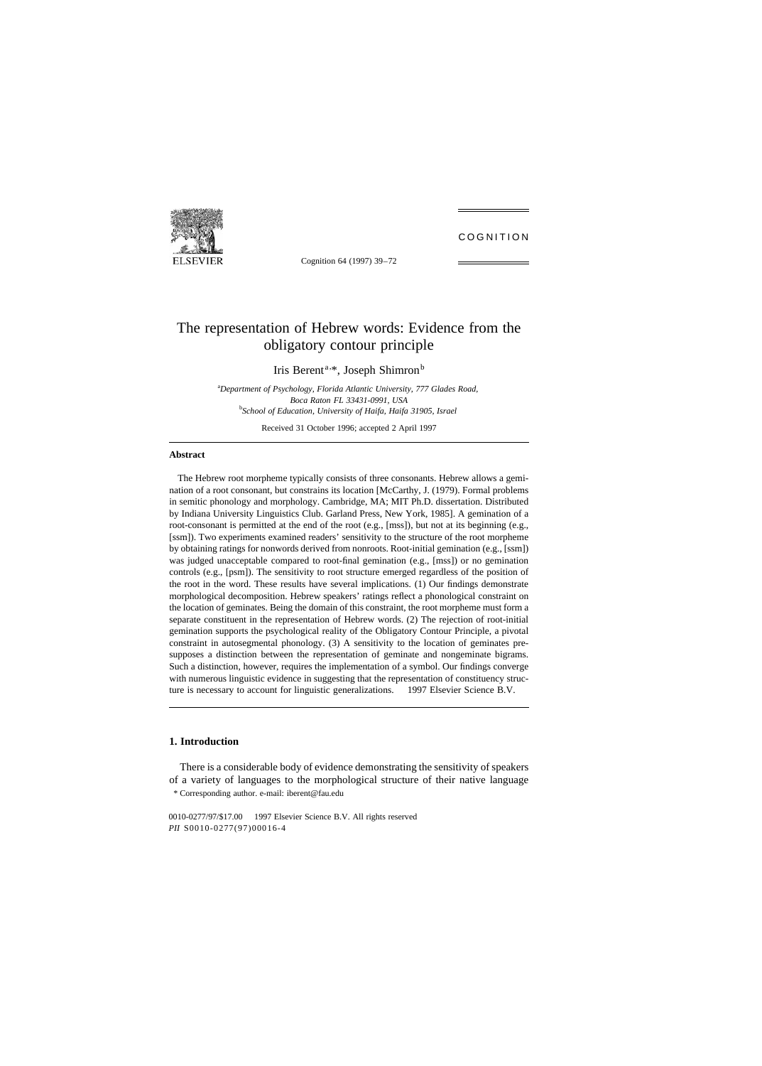# The representation of Hebrew words: Evidence from the obligatory contour principle

Iris Berent[a,*], Joseph Shimron[b]

[a]*Department of Psychology, Florida Atlantic University, 777 Glades Road, Boca Raton FL 33431-0991, USA*
[b]*School of Education, University of Haifa, Haifa 31905, Israel*

Received 31 October 1996; accepted 2 April 1997

---

**Abstract**

The Hebrew root morpheme typically consists of three consonants. Hebrew allows a gemination of a root consonant, but constrains its location [McCarthy, J. (1979). Formal problems in semitic phonology and morphology. Cambridge, MA; MIT Ph.D. dissertation. Distributed by Indiana University Linguistics Club. Garland Press, New York, 1985]. A gemination of a root-consonant is permitted at the end of the root (e.g., [mss]), but not at its beginning (e.g., [ssm]). Two experiments examined readers' sensitivity to the structure of the root morpheme by obtaining ratings for nonwords derived from nonroots. Root-initial gemination (e.g., [ssm]) was judged unacceptable compared to root-final gemination (e.g., [mss]) or no gemination controls (e.g., [psm]). The sensitivity to root structure emerged regardless of the position of the root in the word. These results have several implications. (1) Our findings demonstrate morphological decomposition. Hebrew speakers' ratings reflect a phonological constraint on the location of geminates. Being the domain of this constraint, the root morpheme must form a separate constituent in the representation of Hebrew words. (2) The rejection of root-initial gemination supports the psychological reality of the Obligatory Contour Principle, a pivotal constraint in autosegmental phonology. (3) A sensitivity to the location of geminates presupposes a distinction between the representation of geminate and nongeminate bigrams. Such a distinction, however, requires the implementation of a symbol. Our findings converge with numerous linguistic evidence in suggesting that the representation of constituency structure is necessary to account for linguistic generalizations. © 1997 Elsevier Science B.V.

---

## 1. Introduction

There is a considerable body of evidence demonstrating the sensitivity of speakers of a variety of languages to the morphological structure of their native language

\* Corresponding author. e-mail: iberent@fau.edu

0010-0277/97/$17.00 © 1997 Elsevier Science B.V. All rights reserved
*PII* S0010-0277(97)00016-4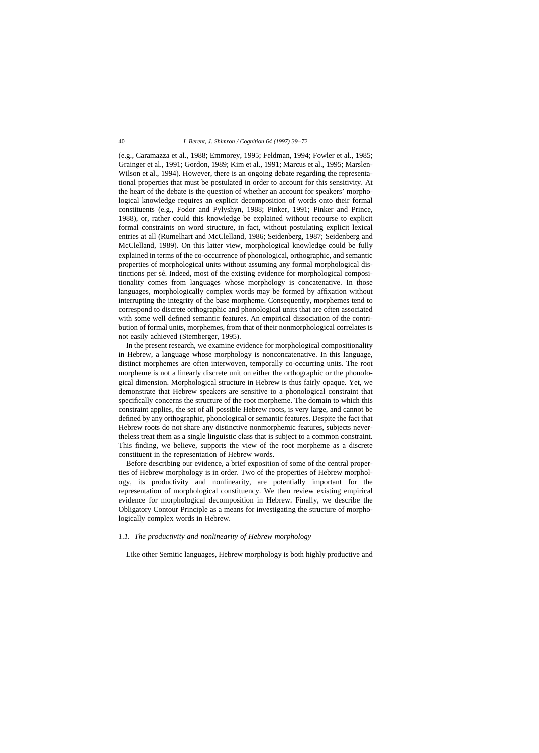(e.g., Caramazza et al., 1988; Emmorey, 1995; Feldman, 1994; Fowler et al., 1985; Grainger et al., 1991; Gordon, 1989; Kim et al., 1991; Marcus et al., 1995; Marslen-Wilson et al., 1994). However, there is an ongoing debate regarding the representational properties that must be postulated in order to account for this sensitivity. At the heart of the debate is the question of whether an account for speakers' morphological knowledge requires an explicit decomposition of words onto their formal constituents (e.g., Fodor and Pylyshyn, 1988; Pinker, 1991; Pinker and Prince, 1988), or, rather could this knowledge be explained without recourse to explicit formal constraints on word structure, in fact, without postulating explicit lexical entries at all (Rumelhart and McClelland, 1986; Seidenberg, 1987; Seidenberg and McClelland, 1989). On this latter view, morphological knowledge could be fully explained in terms of the co-occurrence of phonological, orthographic, and semantic properties of morphological units without assuming any formal morphological distinctions per sé. Indeed, most of the existing evidence for morphological compositionality comes from languages whose morphology is concatenative. In those languages, morphologically complex words may be formed by affixation without interrupting the integrity of the base morpheme. Consequently, morphemes tend to correspond to discrete orthographic and phonological units that are often associated with some well defined semantic features. An empirical dissociation of the contribution of formal units, morphemes, from that of their nonmorphological correlates is not easily achieved (Stemberger, 1995).

In the present research, we examine evidence for morphological compositionality in Hebrew, a language whose morphology is nonconcatenative. In this language, distinct morphemes are often interwoven, temporally co-occurring units. The root morpheme is not a linearly discrete unit on either the orthographic or the phonological dimension. Morphological structure in Hebrew is thus fairly opaque. Yet, we demonstrate that Hebrew speakers are sensitive to a phonological constraint that specifically concerns the structure of the root morpheme. The domain to which this constraint applies, the set of all possible Hebrew roots, is very large, and cannot be defined by any orthographic, phonological or semantic features. Despite the fact that Hebrew roots do not share any distinctive nonmorphemic features, subjects nevertheless treat them as a single linguistic class that is subject to a common constraint. This finding, we believe, supports the view of the root morpheme as a discrete constituent in the representation of Hebrew words.

Before describing our evidence, a brief exposition of some of the central properties of Hebrew morphology is in order. Two of the properties of Hebrew morphology, its productivity and nonlinearity, are potentially important for the representation of morphological constituency. We then review existing empirical evidence for morphological decomposition in Hebrew. Finally, we describe the Obligatory Contour Principle as a means for investigating the structure of morphologically complex words in Hebrew.

### *1.1. The productivity and nonlinearity of Hebrew morphology*

Like other Semitic languages, Hebrew morphology is both highly productive and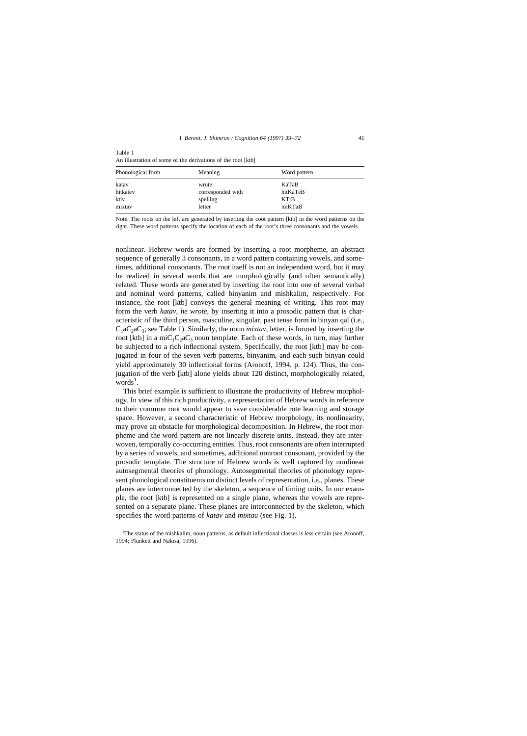Table 1
An illustration of some of the derivations of the root [ktb]

| Phonological form | Meaning | Word pattern |
|---|---|---|
| katav | wrote | KaTaB |
| hitkatev | corresponded with | hitKaTeB |
| ktiv | spelling | KTiB |
| mixtav | letter | miKTaB |

Note. The roots on the left are generated by inserting the coot pattern [ktb] in the word patterns on the right. These word patterns specify the location of each of the root's three consonants and the vowels.

nonlinear. Hebrew words are formed by inserting a root morpheme, an abstract sequence of generally 3 consonants, in a word pattern containing vowels, and sometimes, additional consonants. The root itself is not an independent word, but it may be realized in several words that are morphologically (and often semantically) related. These words are generated by inserting the root into one of several verbal and nominal word patterns, called binyanim and mishkalim, respectively. For instance, the root [ktb] conveys the general meaning of writing. This root may form the verb *katav, he wrote*, by inserting it into a prosodic pattern that is characteristic of the third person, masculine, singular, past tense form in binyan qal (i.e., $C_1aC_2aC_3$; see Table 1). Similarly, the noun *mixtav*, letter, is formed by inserting the root [ktb] in a $miC_1C_2aC_3$ noun template. Each of these words, in turn, may further be subjected to a rich inflectional system. Specifically, the root [ktb] may be conjugated in four of the seven verb patterns, binyanim, and each such binyan could yield approximately 30 inflectional forms (Aronoff, 1994, p. 124). Thus, the conjugation of the verb [ktb] alone yields about 120 distinct, morphologically related, words[1].

This brief example is sufficient to illustrate the productivity of Hebrew morphology. In view of this rich productivity, a representation of Hebrew words in reference to their common root would appear to save considerable rote learning and storage space. However, a second characteristic of Hebrew morphology, its nonlinearity, may prove an obstacle for morphological decomposition. In Hebrew, the root morpheme and the word pattern are not linearly discrete units. Instead, they are interwoven, temporally co-occurring entities. Thus, root consonants are often interrupted by a series of vowels, and sometimes, additional nonroot consonant, provided by the prosodic template. The structure of Hebrew words is well captured by nonlinear autosegmental theories of phonology. Autosegmental theories of phonology represent phonological constituents on distinct levels of representation, i.e., planes. These planes are interconnected by the skeleton, a sequence of timing units. In our example, the root [ktb] is represented on a single plane, whereas the vowels are represented on a separate plane. These planes are interconnected by the skeleton, which specifies the word patterns of *katav* and *mixtau* (see Fig. 1).

[1]The status of the mishkalim, noun patterns, as default inflectional classes is less certain (see Aronoff, 1994; Plunkett and Nakisa, 1996).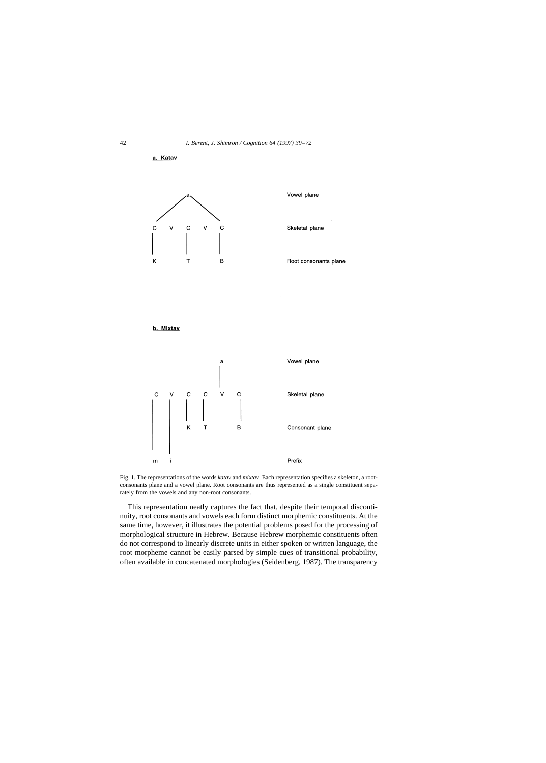**a. Katav**

```
              a                              Vowel plane
           /     \
          /       \
C    V    C    V    C                        Skeletal plane
|         |         |
K         T         B                        Root consonants plane
```

**b. Mixtav**

```
                         a                   Vowel plane
                         |
C    V    C    C    V    C                   Skeletal plane
|    |    |    |         |
|    |    K    T         B                   Consonant plane
|    |
m    i                                       Prefix
```

Fig. 1. The representations of the words *katav* and *mixtav*. Each representation specifies a skeleton, a root-consonants plane and a vowel plane. Root consonants are thus represented as a single constituent separately from the vowels and any non-root consonants.

This representation neatly captures the fact that, despite their temporal discontinuity, root consonants and vowels each form distinct morphemic constituents. At the same time, however, it illustrates the potential problems posed for the processing of morphological structure in Hebrew. Because Hebrew morphemic constituents often do not correspond to linearly discrete units in either spoken or written language, the root morpheme cannot be easily parsed by simple cues of transitional probability, often available in concatenated morphologies (Seidenberg, 1987). The transparency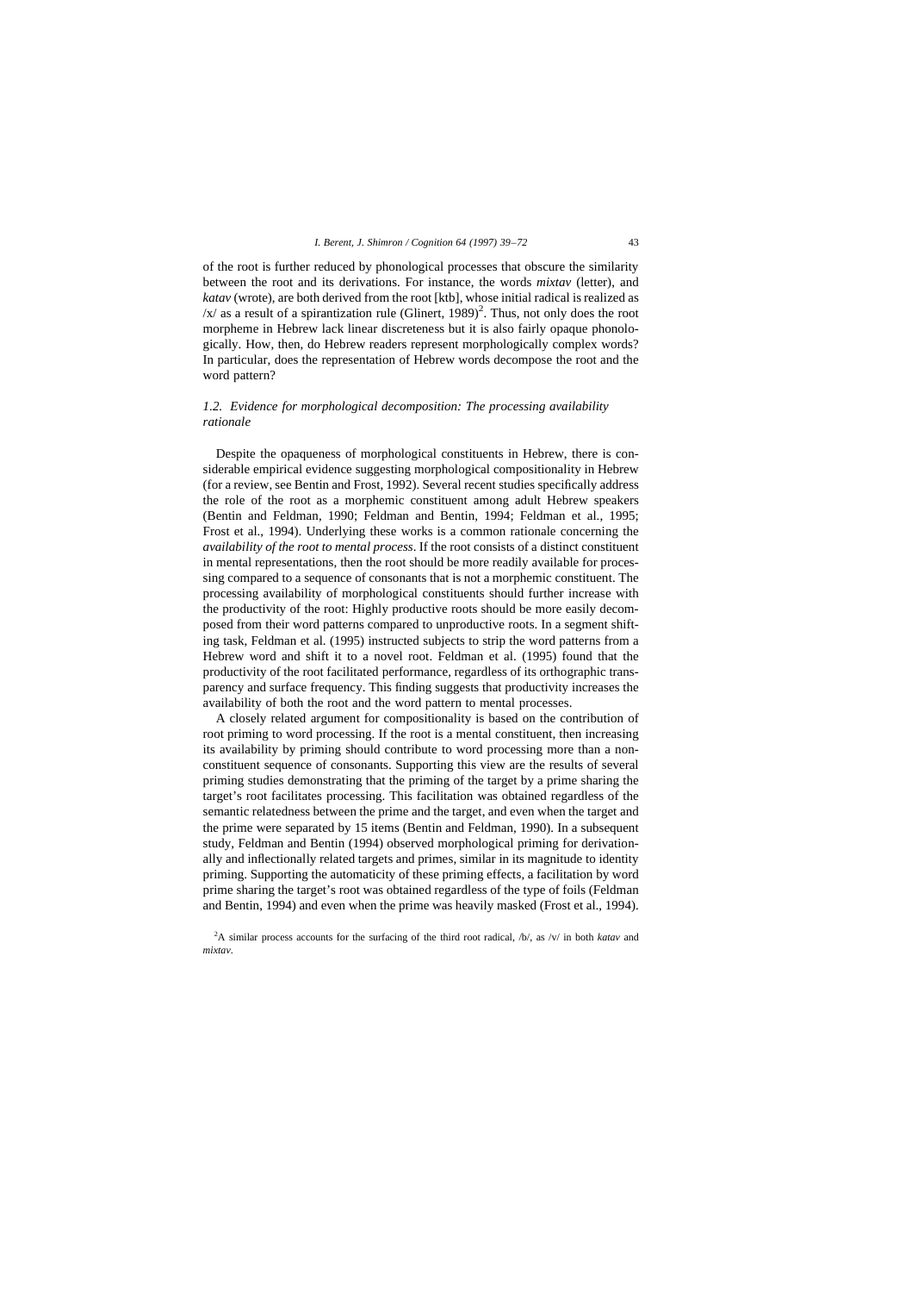of the root is further reduced by phonological processes that obscure the similarity between the root and its derivations. For instance, the words *mixtav* (letter), and *katav* (wrote), are both derived from the root [ktb], whose initial radical is realized as /x/ as a result of a spirantization rule (Glinert, 1989)[2]. Thus, not only does the root morpheme in Hebrew lack linear discreteness but it is also fairly opaque phonologically. How, then, do Hebrew readers represent morphologically complex words? In particular, does the representation of Hebrew words decompose the root and the word pattern?

### 1.2. Evidence for morphological decomposition: The processing availability rationale

Despite the opaqueness of morphological constituents in Hebrew, there is considerable empirical evidence suggesting morphological compositionality in Hebrew (for a review, see Bentin and Frost, 1992). Several recent studies specifically address the role of the root as a morphemic constituent among adult Hebrew speakers (Bentin and Feldman, 1990; Feldman and Bentin, 1994; Feldman et al., 1995; Frost et al., 1994). Underlying these works is a common rationale concerning the *availability of the root to mental process*. If the root consists of a distinct constituent in mental representations, then the root should be more readily available for processing compared to a sequence of consonants that is not a morphemic constituent. The processing availability of morphological constituents should further increase with the productivity of the root: Highly productive roots should be more easily decomposed from their word patterns compared to unproductive roots. In a segment shifting task, Feldman et al. (1995) instructed subjects to strip the word patterns from a Hebrew word and shift it to a novel root. Feldman et al. (1995) found that the productivity of the root facilitated performance, regardless of its orthographic transparency and surface frequency. This finding suggests that productivity increases the availability of both the root and the word pattern to mental processes.

A closely related argument for compositionality is based on the contribution of root priming to word processing. If the root is a mental constituent, then increasing its availability by priming should contribute to word processing more than a non-constituent sequence of consonants. Supporting this view are the results of several priming studies demonstrating that the priming of the target by a prime sharing the target's root facilitates processing. This facilitation was obtained regardless of the semantic relatedness between the prime and the target, and even when the target and the prime were separated by 15 items (Bentin and Feldman, 1990). In a subsequent study, Feldman and Bentin (1994) observed morphological priming for derivationally and inflectionally related targets and primes, similar in its magnitude to identity priming. Supporting the automaticity of these priming effects, a facilitation by word prime sharing the target's root was obtained regardless of the type of foils (Feldman and Bentin, 1994) and even when the prime was heavily masked (Frost et al., 1994).

[2] A similar process accounts for the surfacing of the third root radical, /b/, as /v/ in both *katav* and *mixtav*.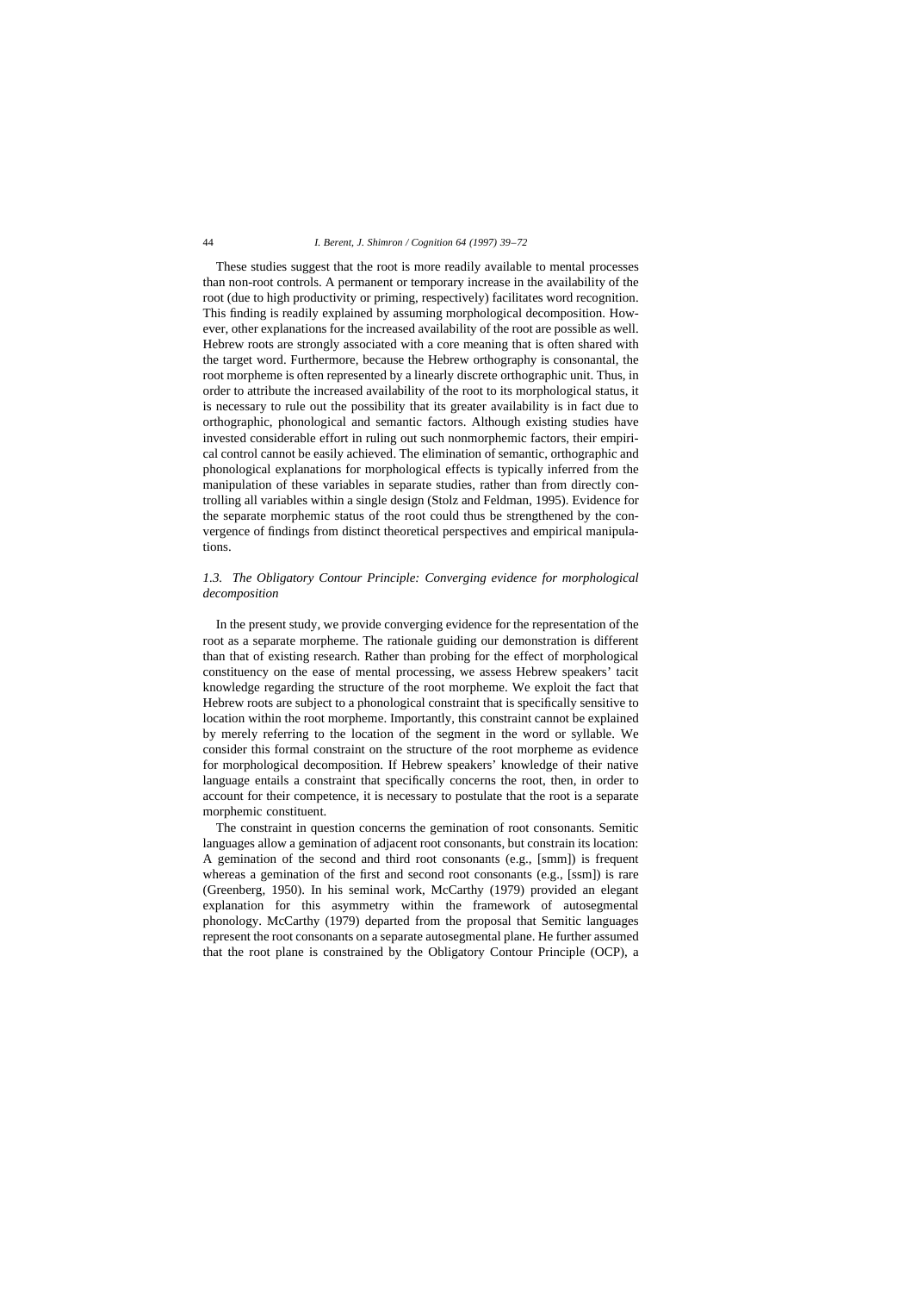These studies suggest that the root is more readily available to mental processes than non-root controls. A permanent or temporary increase in the availability of the root (due to high productivity or priming, respectively) facilitates word recognition. This finding is readily explained by assuming morphological decomposition. However, other explanations for the increased availability of the root are possible as well. Hebrew roots are strongly associated with a core meaning that is often shared with the target word. Furthermore, because the Hebrew orthography is consonantal, the root morpheme is often represented by a linearly discrete orthographic unit. Thus, in order to attribute the increased availability of the root to its morphological status, it is necessary to rule out the possibility that its greater availability is in fact due to orthographic, phonological and semantic factors. Although existing studies have invested considerable effort in ruling out such nonmorphemic factors, their empirical control cannot be easily achieved. The elimination of semantic, orthographic and phonological explanations for morphological effects is typically inferred from the manipulation of these variables in separate studies, rather than from directly controlling all variables within a single design (Stolz and Feldman, 1995). Evidence for the separate morphemic status of the root could thus be strengthened by the convergence of findings from distinct theoretical perspectives and empirical manipulations.

### *1.3. The Obligatory Contour Principle: Converging evidence for morphological decomposition*

In the present study, we provide converging evidence for the representation of the root as a separate morpheme. The rationale guiding our demonstration is different than that of existing research. Rather than probing for the effect of morphological constituency on the ease of mental processing, we assess Hebrew speakers' tacit knowledge regarding the structure of the root morpheme. We exploit the fact that Hebrew roots are subject to a phonological constraint that is specifically sensitive to location within the root morpheme. Importantly, this constraint cannot be explained by merely referring to the location of the segment in the word or syllable. We consider this formal constraint on the structure of the root morpheme as evidence for morphological decomposition. If Hebrew speakers' knowledge of their native language entails a constraint that specifically concerns the root, then, in order to account for their competence, it is necessary to postulate that the root is a separate morphemic constituent.

The constraint in question concerns the gemination of root consonants. Semitic languages allow a gemination of adjacent root consonants, but constrain its location: A gemination of the second and third root consonants (e.g., [smm]) is frequent whereas a gemination of the first and second root consonants (e.g., [ssm]) is rare (Greenberg, 1950). In his seminal work, McCarthy (1979) provided an elegant explanation for this asymmetry within the framework of autosegmental phonology. McCarthy (1979) departed from the proposal that Semitic languages represent the root consonants on a separate autosegmental plane. He further assumed that the root plane is constrained by the Obligatory Contour Principle (OCP), a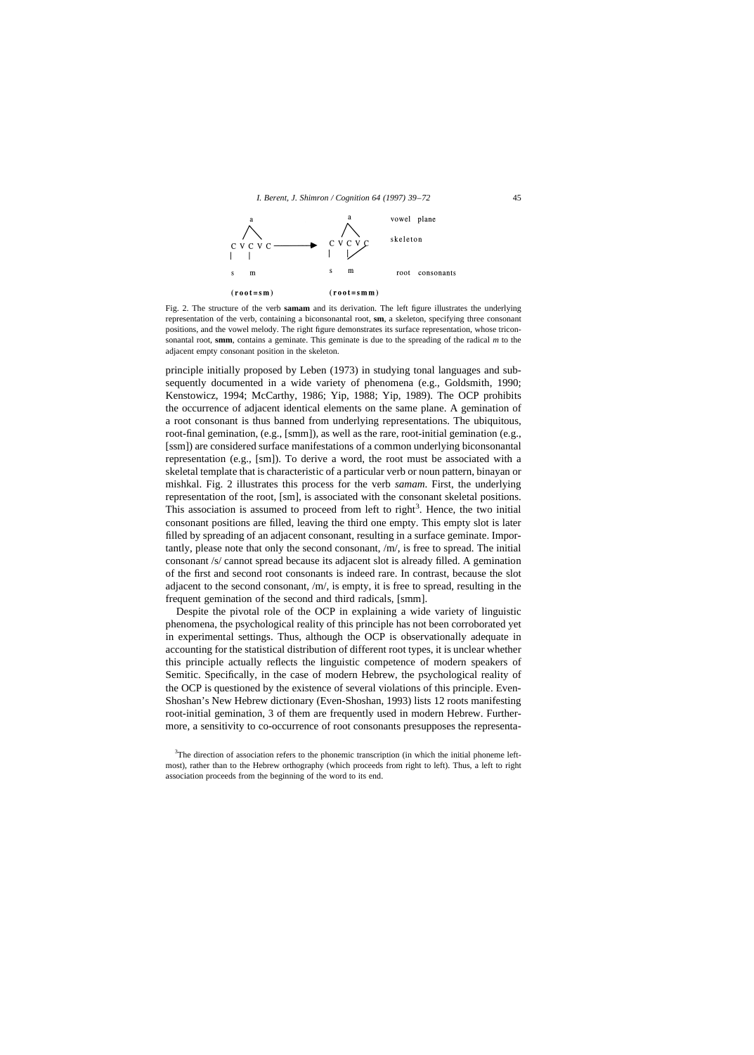a

C V C V C

s m

(root=sm)

a

C V C V C

s m

(root=smm)

vowel plane

skeleton

root consonants

Fig. 2. The structure of the verb **samam** and its derivation. The left figure illustrates the underlying representation of the verb, containing a biconsonantal root, **sm**, a skeleton, specifying three consonant positions, and the vowel melody. The right figure demonstrates its surface representation, whose triconsonantal root, **smm**, contains a geminate. This geminate is due to the spreading of the radical *m* to the adjacent empty consonant position in the skeleton.

principle initially proposed by Leben (1973) in studying tonal languages and subsequently documented in a wide variety of phenomena (e.g., Goldsmith, 1990; Kenstowicz, 1994; McCarthy, 1986; Yip, 1988; Yip, 1989). The OCP prohibits the occurrence of adjacent identical elements on the same plane. A gemination of a root consonant is thus banned from underlying representations. The ubiquitous, root-final gemination, (e.g., [smm]), as well as the rare, root-initial gemination (e.g., [ssm]) are considered surface manifestations of a common underlying biconsonantal representation (e.g., [sm]). To derive a word, the root must be associated with a skeletal template that is characteristic of a particular verb or noun pattern, binayan or mishkal. Fig. 2 illustrates this process for the verb *samam*. First, the underlying representation of the root, [sm], is associated with the consonant skeletal positions. This association is assumed to proceed from left to right[3]. Hence, the two initial consonant positions are filled, leaving the third one empty. This empty slot is later filled by spreading of an adjacent consonant, resulting in a surface geminate. Importantly, please note that only the second consonant, /m/, is free to spread. The initial consonant /s/ cannot spread because its adjacent slot is already filled. A gemination of the first and second root consonants is indeed rare. In contrast, because the slot adjacent to the second consonant, /m/, is empty, it is free to spread, resulting in the frequent gemination of the second and third radicals, [smm].

Despite the pivotal role of the OCP in explaining a wide variety of linguistic phenomena, the psychological reality of this principle has not been corroborated yet in experimental settings. Thus, although the OCP is observationally adequate in accounting for the statistical distribution of different root types, it is unclear whether this principle actually reflects the linguistic competence of modern speakers of Semitic. Specifically, in the case of modern Hebrew, the psychological reality of the OCP is questioned by the existence of several violations of this principle. Even-Shoshan's New Hebrew dictionary (Even-Shoshan, 1993) lists 12 roots manifesting root-initial gemination, 3 of them are frequently used in modern Hebrew. Furthermore, a sensitivity to co-occurrence of root consonants presupposes the representa-

[3]The direction of association refers to the phonemic transcription (in which the initial phoneme leftmost), rather than to the Hebrew orthography (which proceeds from right to left). Thus, a left to right association proceeds from the beginning of the word to its end.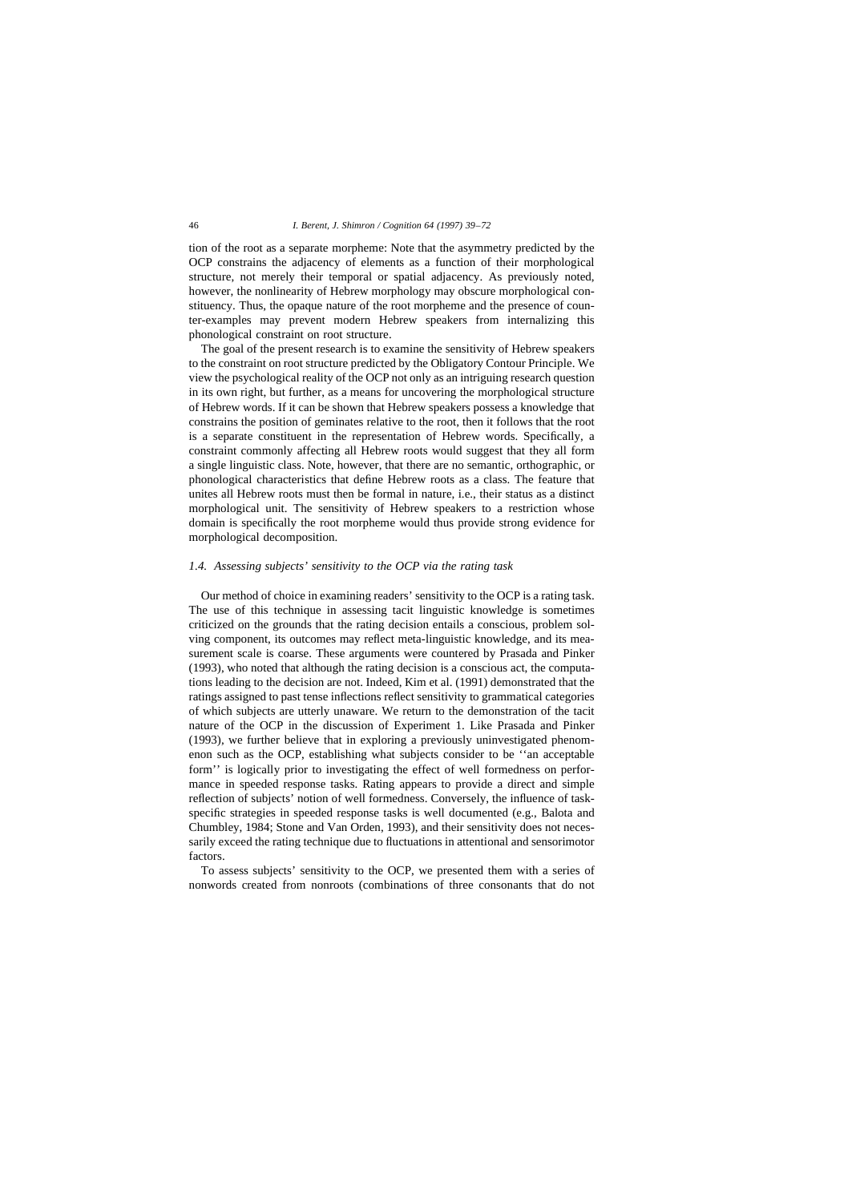tion of the root as a separate morpheme: Note that the asymmetry predicted by the OCP constrains the adjacency of elements as a function of their morphological structure, not merely their temporal or spatial adjacency. As previously noted, however, the nonlinearity of Hebrew morphology may obscure morphological constituency. Thus, the opaque nature of the root morpheme and the presence of counter-examples may prevent modern Hebrew speakers from internalizing this phonological constraint on root structure.

The goal of the present research is to examine the sensitivity of Hebrew speakers to the constraint on root structure predicted by the Obligatory Contour Principle. We view the psychological reality of the OCP not only as an intriguing research question in its own right, but further, as a means for uncovering the morphological structure of Hebrew words. If it can be shown that Hebrew speakers possess a knowledge that constrains the position of geminates relative to the root, then it follows that the root is a separate constituent in the representation of Hebrew words. Specifically, a constraint commonly affecting all Hebrew roots would suggest that they all form a single linguistic class. Note, however, that there are no semantic, orthographic, or phonological characteristics that define Hebrew roots as a class. The feature that unites all Hebrew roots must then be formal in nature, i.e., their status as a distinct morphological unit. The sensitivity of Hebrew speakers to a restriction whose domain is specifically the root morpheme would thus provide strong evidence for morphological decomposition.

### *1.4. Assessing subjects' sensitivity to the OCP via the rating task*

Our method of choice in examining readers' sensitivity to the OCP is a rating task. The use of this technique in assessing tacit linguistic knowledge is sometimes criticized on the grounds that the rating decision entails a conscious, problem solving component, its outcomes may reflect meta-linguistic knowledge, and its measurement scale is coarse. These arguments were countered by Prasada and Pinker (1993), who noted that although the rating decision is a conscious act, the computations leading to the decision are not. Indeed, Kim et al. (1991) demonstrated that the ratings assigned to past tense inflections reflect sensitivity to grammatical categories of which subjects are utterly unaware. We return to the demonstration of the tacit nature of the OCP in the discussion of Experiment 1. Like Prasada and Pinker (1993), we further believe that in exploring a previously uninvestigated phenomenon such as the OCP, establishing what subjects consider to be ''an acceptable form'' is logically prior to investigating the effect of well formedness on performance in speeded response tasks. Rating appears to provide a direct and simple reflection of subjects' notion of well formedness. Conversely, the influence of task-specific strategies in speeded response tasks is well documented (e.g., Balota and Chumbley, 1984; Stone and Van Orden, 1993), and their sensitivity does not necessarily exceed the rating technique due to fluctuations in attentional and sensorimotor factors.

To assess subjects' sensitivity to the OCP, we presented them with a series of nonwords created from nonroots (combinations of three consonants that do not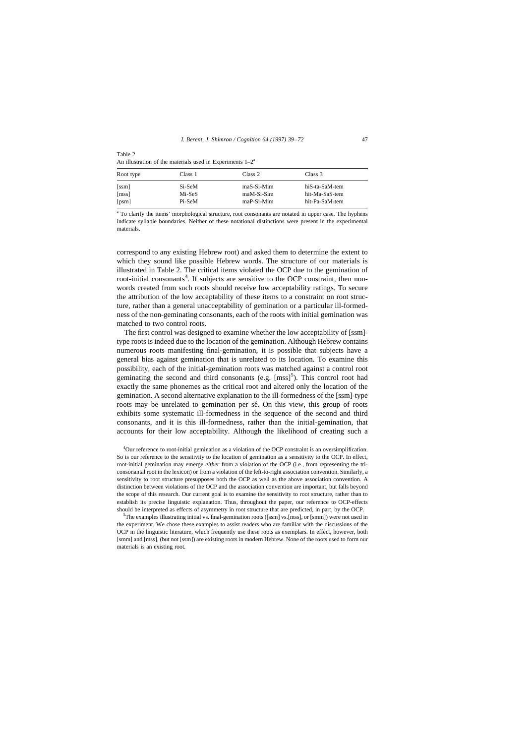Table 2
An illustration of the materials used in Experiments 1–2[a]

| Root type | Class 1 | Class 2 | Class 3 |
|---|---|---|---|
| [ssm] | Si-SeM | maS-Si-Mim | hiS-ta-SaM-tem |
| [mss] | Mi-SeS | maM-Si-Sim | hit-Ma-SaS-tem |
| [psm] | Pi-SeM | maP-Si-Mim | hit-Pa-SaM-tem |

[a] To clarify the items' morphological structure, root consonants are notated in upper case. The hyphens indicate syllable boundaries. Neither of these notational distinctions were present in the experimental materials.

correspond to any existing Hebrew root) and asked them to determine the extent to which they sound like possible Hebrew words. The structure of our materials is illustrated in Table 2. The critical items violated the OCP due to the gemination of root-initial consonants[4]. If subjects are sensitive to the OCP constraint, then non-words created from such roots should receive low acceptability ratings. To secure the attribution of the low acceptability of these items to a constraint on root structure, rather than a general unacceptability of gemination or a particular ill-formedness of the non-geminating consonants, each of the roots with initial gemination was matched to two control roots.

The first control was designed to examine whether the low acceptability of [ssm]-type roots is indeed due to the location of the gemination. Although Hebrew contains numerous roots manifesting final-gemination, it is possible that subjects have a general bias against gemination that is unrelated to its location. To examine this possibility, each of the initial-gemination roots was matched against a control root geminating the second and third consonants (e.g. [mss][5]). This control root had exactly the same phonemes as the critical root and altered only the location of the gemination. A second alternative explanation to the ill-formedness of the [ssm]-type roots may be unrelated to gemination per sé. On this view, this group of roots exhibits some systematic ill-formedness in the sequence of the second and third consonants, and it is this ill-formedness, rather than the initial-gemination, that accounts for their low acceptability. Although the likelihood of creating such a

[4]Our reference to root-initial gemination as a violation of the OCP constraint is an oversimplification. So is our reference to the sensitivity to the location of gemination as a sensitivity to the OCP. In effect, root-initial gemination may emerge *either* from a violation of the OCP (i.e., from representing the tri-consonantal root in the lexicon) or from a violation of the left-to-right association convention. Similarly, a sensitivity to root structure presupposes both the OCP as well as the above association convention. A distinction between violations of the OCP and the association convention are important, but falls beyond the scope of this research. Our current goal is to examine the sensitivity to root structure, rather than to establish its precise linguistic explanation. Thus, throughout the paper, our reference to OCP-effects should be interpreted as effects of asymmetry in root structure that are predicted, in part, by the OCP.

[5]The examples illustrating initial vs. final-gemination roots ([ssm] vs.[mss], or [smm]) were not used in the experiment. We chose these examples to assist readers who are familiar with the discussions of the OCP in the linguistic literature, which frequently use these roots as exemplars. In effect, however, both [smm] and [mss], (but not [ssm]) are existing roots in modern Hebrew. None of the roots used to form our materials is an existing root.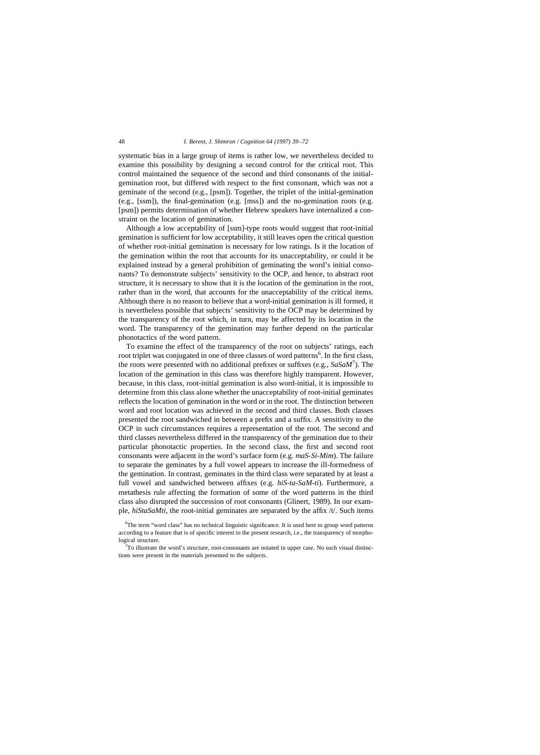systematic bias in a large group of items is rather low, we nevertheless decided to examine this possibility by designing a second control for the critical root. This control maintained the sequence of the second and third consonants of the initial-gemination root, but differed with respect to the first consonant, which was not a geminate of the second (e.g., [psm]). Together, the triplet of the initial-gemination (e.g., [ssm]), the final-gemination (e.g. [mss]) and the no-gemination roots (e.g. [psm]) permits determination of whether Hebrew speakers have internalized a constraint on the location of gemination.

Although a low acceptability of [ssm]-type roots would suggest that root-initial gemination is sufficient for low acceptability, it still leaves open the critical question of whether root-initial gemination is necessary for low ratings. Is it the location of the gemination within the root that accounts for its unacceptability, or could it be explained instead by a general prohibition of geminating the word's initial consonants? To demonstrate subjects' sensitivity to the OCP, and hence, to abstract root structure, it is necessary to show that it is the location of the gemination in the root, rather than in the word, that accounts for the unacceptability of the critical items. Although there is no reason to believe that a word-initial gemination is ill formed, it is nevertheless possible that subjects' sensitivity to the OCP may be determined by the transparency of the root which, in turn, may be affected by its location in the word. The transparency of the gemination may further depend on the particular phonotactics of the word pattern.

To examine the effect of the transparency of the root on subjects' ratings, each root triplet was conjugated in one of three classes of word patterns[6]. In the first class, the roots were presented with no additional prefixes or suffixes (e.g., *SaSaM*[7]). The location of the gemination in this class was therefore highly transparent. However, because, in this class, root-initial gemination is also word-initial, it is impossible to determine from this class alone whether the unacceptability of root-initial geminates reflects the location of gemination in the word or in the root. The distinction between word and root location was achieved in the second and third classes. Both classes presented the root sandwiched in between a prefix and a suffix. A sensitivity to the OCP in such circumstances requires a representation of the root. The second and third classes nevertheless differed in the transparency of the gemination due to their particular phonotactic properties. In the second class, the first and second root consonants were adjacent in the word's surface form (e.g. *maS-Si-Mim*). The failure to separate the geminates by a full vowel appears to increase the ill-formedness of the gemination. In contrast, geminates in the third class were separated by at least a full vowel and sandwiched between affixes (e.g. *hiS-ta-SaM-ti*). Furthermore, a metathesis rule affecting the formation of some of the word patterns in the third class also disrupted the succession of root consonants (Glinert, 1989). In our example, *hiStaSaMti*, the root-initial geminates are separated by the affix /t/. Such items

[6]The term "word class" has no technical linguistic significance. It is used here to group word patterns according to a feature that is of specific interest to the present research, i.e., the transparency of morphological structure.

[7]To illustrate the word's structure, root-consonants are notated in upper case. No such visual distinctions were present in the materials presented to the subjects.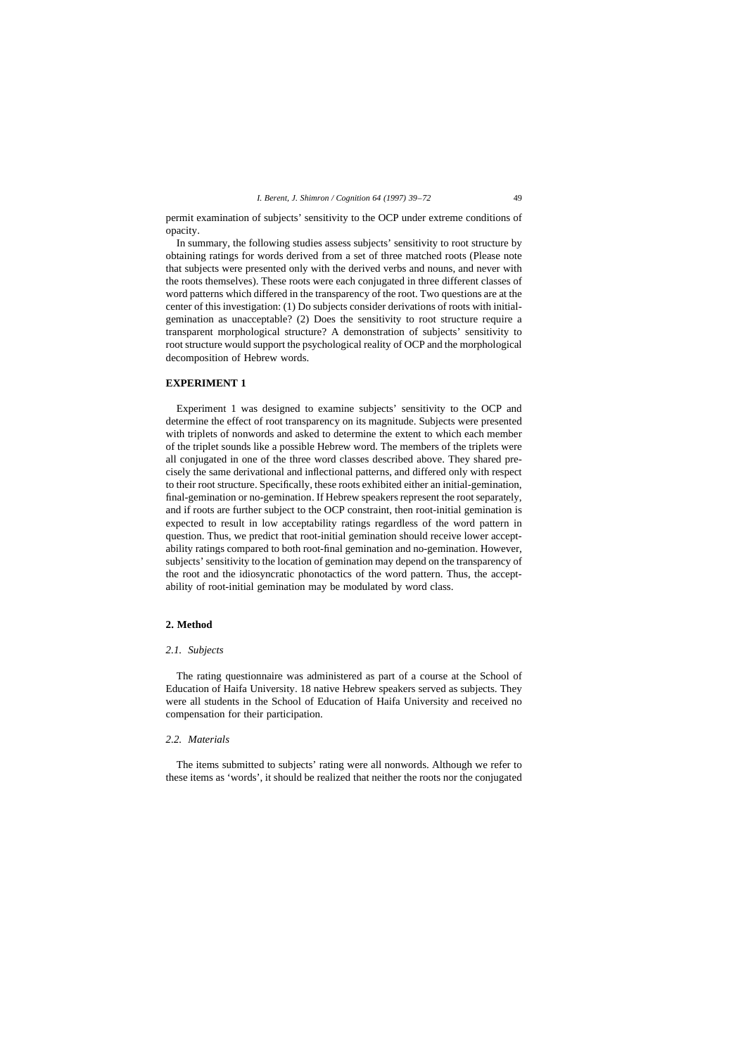permit examination of subjects' sensitivity to the OCP under extreme conditions of opacity.

In summary, the following studies assess subjects' sensitivity to root structure by obtaining ratings for words derived from a set of three matched roots (Please note that subjects were presented only with the derived verbs and nouns, and never with the roots themselves). These roots were each conjugated in three different classes of word patterns which differed in the transparency of the root. Two questions are at the center of this investigation: (1) Do subjects consider derivations of roots with initial-gemination as unacceptable? (2) Does the sensitivity to root structure require a transparent morphological structure? A demonstration of subjects' sensitivity to root structure would support the psychological reality of OCP and the morphological decomposition of Hebrew words.

## EXPERIMENT 1

Experiment 1 was designed to examine subjects' sensitivity to the OCP and determine the effect of root transparency on its magnitude. Subjects were presented with triplets of nonwords and asked to determine the extent to which each member of the triplet sounds like a possible Hebrew word. The members of the triplets were all conjugated in one of the three word classes described above. They shared precisely the same derivational and inflectional patterns, and differed only with respect to their root structure. Specifically, these roots exhibited either an initial-gemination, final-gemination or no-gemination. If Hebrew speakers represent the root separately, and if roots are further subject to the OCP constraint, then root-initial gemination is expected to result in low acceptability ratings regardless of the word pattern in question. Thus, we predict that root-initial gemination should receive lower acceptability ratings compared to both root-final gemination and no-gemination. However, subjects' sensitivity to the location of gemination may depend on the transparency of the root and the idiosyncratic phonotactics of the word pattern. Thus, the acceptability of root-initial gemination may be modulated by word class.

## 2. Method

### *2.1. Subjects*

The rating questionnaire was administered as part of a course at the School of Education of Haifa University. 18 native Hebrew speakers served as subjects. They were all students in the School of Education of Haifa University and received no compensation for their participation.

### *2.2. Materials*

The items submitted to subjects' rating were all nonwords. Although we refer to these items as 'words', it should be realized that neither the roots nor the conjugated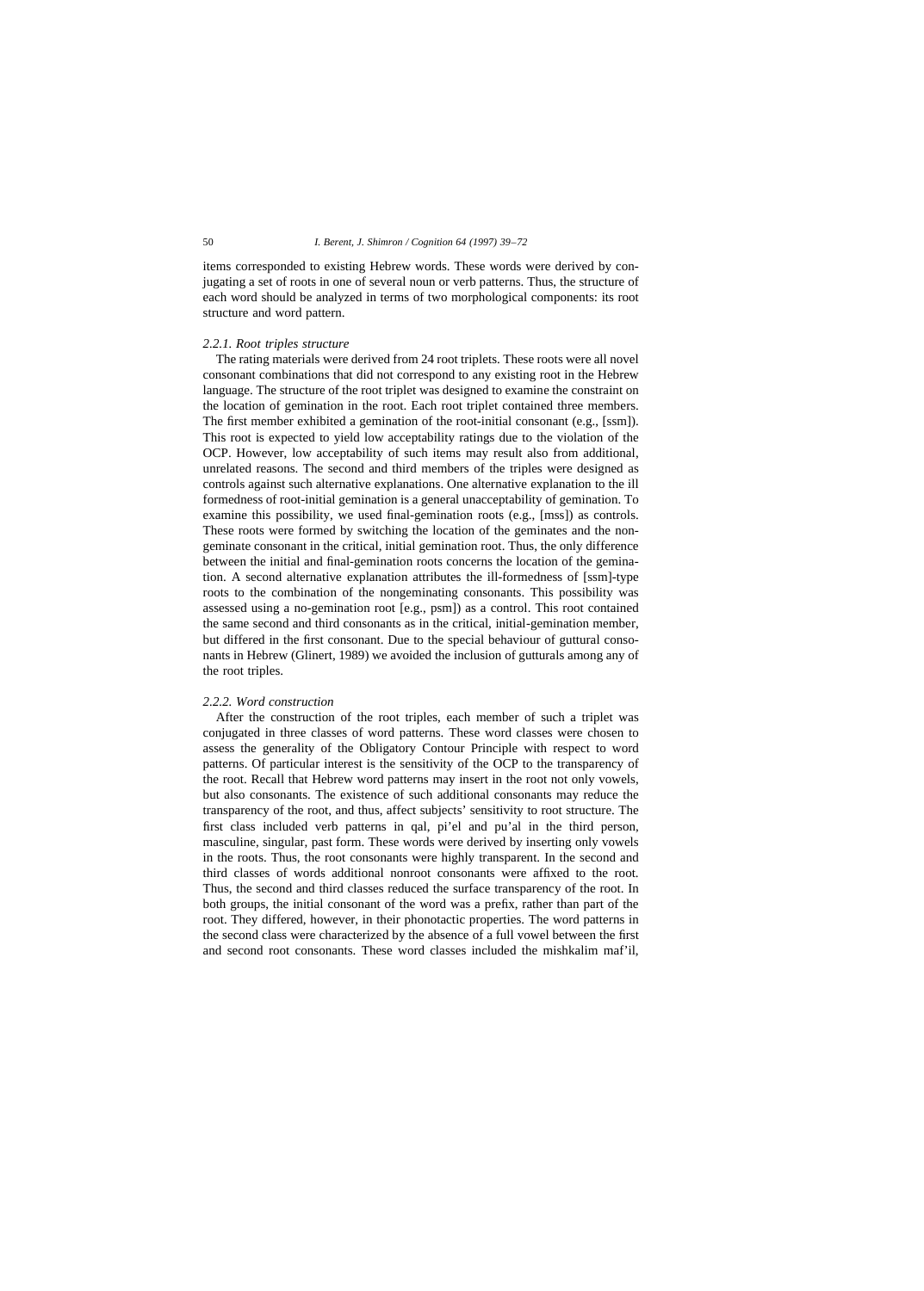items corresponded to existing Hebrew words. These words were derived by conjugating a set of roots in one of several noun or verb patterns. Thus, the structure of each word should be analyzed in terms of two morphological components: its root structure and word pattern.

### 2.2.1. Root triples structure

The rating materials were derived from 24 root triplets. These roots were all novel consonant combinations that did not correspond to any existing root in the Hebrew language. The structure of the root triplet was designed to examine the constraint on the location of gemination in the root. Each root triplet contained three members. The first member exhibited a gemination of the root-initial consonant (e.g., [ssm]). This root is expected to yield low acceptability ratings due to the violation of the OCP. However, low acceptability of such items may result also from additional, unrelated reasons. The second and third members of the triples were designed as controls against such alternative explanations. One alternative explanation to the ill formedness of root-initial gemination is a general unacceptability of gemination. To examine this possibility, we used final-gemination roots (e.g., [mss]) as controls. These roots were formed by switching the location of the geminates and the nongeminate consonant in the critical, initial gemination root. Thus, the only difference between the initial and final-gemination roots concerns the location of the gemination. A second alternative explanation attributes the ill-formedness of [ssm]-type roots to the combination of the nongeminating consonants. This possibility was assessed using a no-gemination root [e.g., psm]) as a control. This root contained the same second and third consonants as in the critical, initial-gemination member, but differed in the first consonant. Due to the special behaviour of guttural consonants in Hebrew (Glinert, 1989) we avoided the inclusion of gutturals among any of the root triples.

### 2.2.2. Word construction

After the construction of the root triples, each member of such a triplet was conjugated in three classes of word patterns. These word classes were chosen to assess the generality of the Obligatory Contour Principle with respect to word patterns. Of particular interest is the sensitivity of the OCP to the transparency of the root. Recall that Hebrew word patterns may insert in the root not only vowels, but also consonants. The existence of such additional consonants may reduce the transparency of the root, and thus, affect subjects' sensitivity to root structure. The first class included verb patterns in qal, pi'el and pu'al in the third person, masculine, singular, past form. These words were derived by inserting only vowels in the roots. Thus, the root consonants were highly transparent. In the second and third classes of words additional nonroot consonants were affixed to the root. Thus, the second and third classes reduced the surface transparency of the root. In both groups, the initial consonant of the word was a prefix, rather than part of the root. They differed, however, in their phonotactic properties. The word patterns in the second class were characterized by the absence of a full vowel between the first and second root consonants. These word classes included the mishkalim maf'il,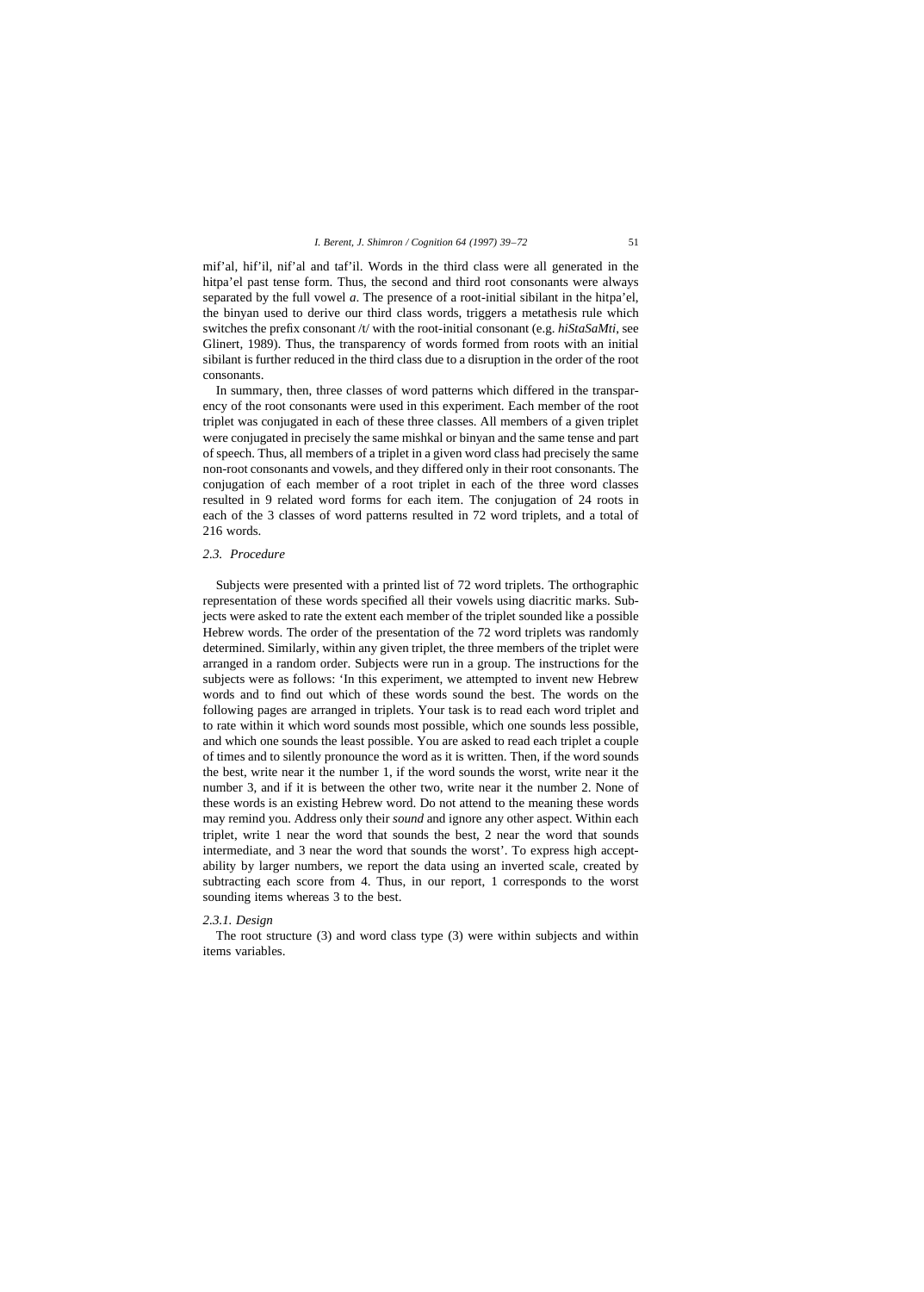mif'al, hif'il, nif'al and taf'il. Words in the third class were all generated in the hitpa'el past tense form. Thus, the second and third root consonants were always separated by the full vowel *a*. The presence of a root-initial sibilant in the hitpa'el, the binyan used to derive our third class words, triggers a metathesis rule which switches the prefix consonant /t/ with the root-initial consonant (e.g. *hiStaSaMti*, see Glinert, 1989). Thus, the transparency of words formed from roots with an initial sibilant is further reduced in the third class due to a disruption in the order of the root consonants.

In summary, then, three classes of word patterns which differed in the transparency of the root consonants were used in this experiment. Each member of the root triplet was conjugated in each of these three classes. All members of a given triplet were conjugated in precisely the same mishkal or binyan and the same tense and part of speech. Thus, all members of a triplet in a given word class had precisely the same non-root consonants and vowels, and they differed only in their root consonants. The conjugation of each member of a root triplet in each of the three word classes resulted in 9 related word forms for each item. The conjugation of 24 roots in each of the 3 classes of word patterns resulted in 72 word triplets, and a total of 216 words.

### *2.3. Procedure*

Subjects were presented with a printed list of 72 word triplets. The orthographic representation of these words specified all their vowels using diacritic marks. Subjects were asked to rate the extent each member of the triplet sounded like a possible Hebrew words. The order of the presentation of the 72 word triplets was randomly determined. Similarly, within any given triplet, the three members of the triplet were arranged in a random order. Subjects were run in a group. The instructions for the subjects were as follows: 'In this experiment, we attempted to invent new Hebrew words and to find out which of these words sound the best. The words on the following pages are arranged in triplets. Your task is to read each word triplet and to rate within it which word sounds most possible, which one sounds less possible, and which one sounds the least possible. You are asked to read each triplet a couple of times and to silently pronounce the word as it is written. Then, if the word sounds the best, write near it the number 1, if the word sounds the worst, write near it the number 3, and if it is between the other two, write near it the number 2. None of these words is an existing Hebrew word. Do not attend to the meaning these words may remind you. Address only their *sound* and ignore any other aspect. Within each triplet, write 1 near the word that sounds the best, 2 near the word that sounds intermediate, and 3 near the word that sounds the worst'. To express high acceptability by larger numbers, we report the data using an inverted scale, created by subtracting each score from 4. Thus, in our report, 1 corresponds to the worst sounding items whereas 3 to the best.

#### *2.3.1. Design*

The root structure (3) and word class type (3) were within subjects and within items variables.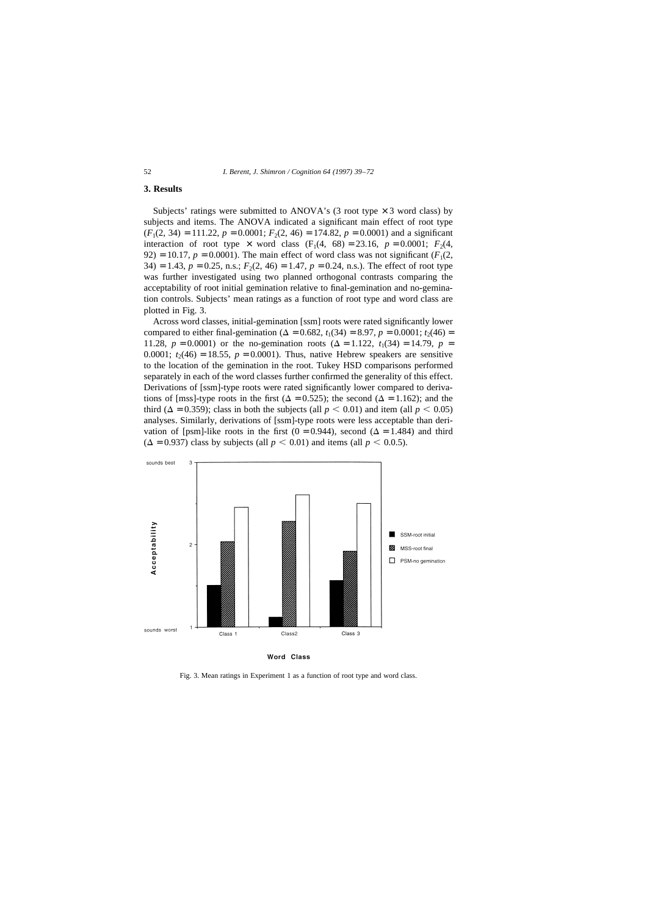## 3. Results

Subjects' ratings were submitted to ANOVA's (3 root type $\times$ 3 word class) by subjects and items. The ANOVA indicated a significant main effect of root type ($F_1(2, 34) = 111.22$, $p = 0.0001$; $F_2(2, 46) = 174.82$, $p = 0.0001$) and a significant interaction of root type $\times$ word class ($F_1(4, 68) = 23.16$, $p = 0.0001$; $F_2(4, 92) = 10.17$, $p = 0.0001$). The main effect of word class was not significant ($F_1(2, 34) = 1.43$, $p = 0.25$, n.s.; $F_2(2, 46) = 1.47$, $p = 0.24$, n.s.). The effect of root type was further investigated using two planned orthogonal contrasts comparing the acceptability of root initial gemination relative to final-gemination and no-gemination controls. Subjects' mean ratings as a function of root type and word class are plotted in Fig. 3.

Across word classes, initial-gemination [ssm] roots were rated significantly lower compared to either final-gemination ($\Delta = 0.682$, $t_1(34) = 8.97$, $p = 0.0001$; $t_2(46) = 11.28$, $p = 0.0001$) or the no-gemination roots ($\Delta = 1.122$, $t_1(34) = 14.79$, $p = 0.0001$; $t_2(46) = 18.55$, $p = 0.0001$). Thus, native Hebrew speakers are sensitive to the location of the gemination in the root. Tukey HSD comparisons performed separately in each of the word classes further confirmed the generality of this effect. Derivations of [ssm]-type roots were rated significantly lower compared to derivations of [mss]-type roots in the first ($\Delta = 0.525$); the second ($\Delta = 1.162$); and the third ($\Delta = 0.359$); class in both the subjects (all $p < 0.01$) and item (all $p < 0.05$) analyses. Similarly, derivations of [ssm]-type roots were less acceptable than derivation of [psm]-like roots in the first ($0 = 0.944$), second ($\Delta = 1.484$) and third ($\Delta = 0.937$) class by subjects (all $p < 0.01$) and items (all $p < 0.0.5$).

Fig. 3. Mean ratings in Experiment 1 as a function of root type and word class.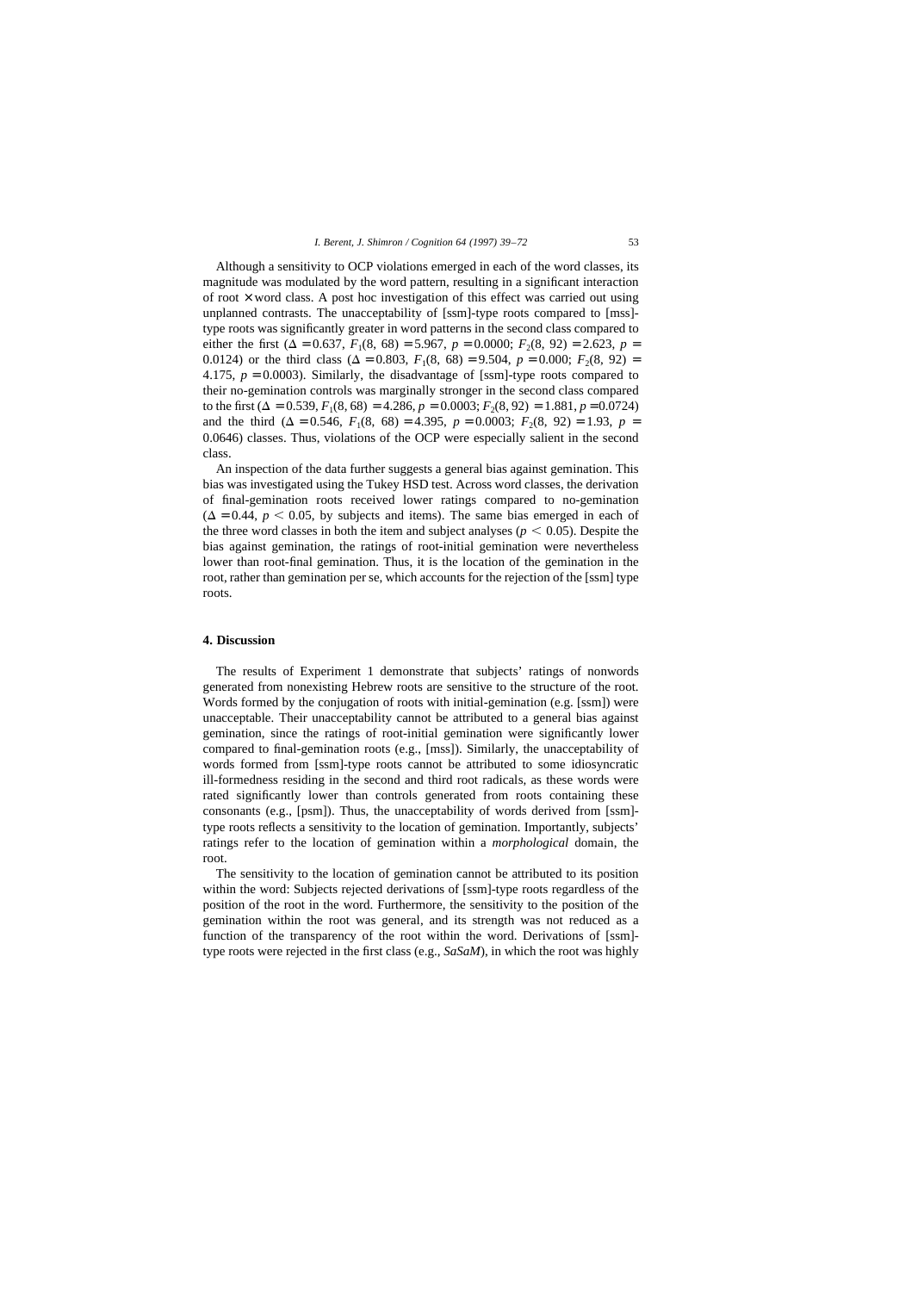Although a sensitivity to OCP violations emerged in each of the word classes, its magnitude was modulated by the word pattern, resulting in a significant interaction of root × word class. A post hoc investigation of this effect was carried out using unplanned contrasts. The unacceptability of [ssm]-type roots compared to [mss]-type roots was significantly greater in word patterns in the second class compared to either the first ($\Delta = 0.637$, $F_1(8, 68) = 5.967$, $p = 0.0000$; $F_2(8, 92) = 2.623$, $p = 0.0124$) or the third class ($\Delta = 0.803$, $F_1(8, 68) = 9.504$, $p = 0.000$; $F_2(8, 92) = 4.175$, $p = 0.0003$). Similarly, the disadvantage of [ssm]-type roots compared to their no-gemination controls was marginally stronger in the second class compared to the first ($\Delta = 0.539$, $F_1(8, 68) = 4.286$, $p = 0.0003$; $F_2(8, 92) = 1.881$, $p = 0.0724$) and the third ($\Delta = 0.546$, $F_1(8, 68) = 4.395$, $p = 0.0003$; $F_2(8, 92) = 1.93$, $p = 0.0646$) classes. Thus, violations of the OCP were especially salient in the second class.

An inspection of the data further suggests a general bias against gemination. This bias was investigated using the Tukey HSD test. Across word classes, the derivation of final-gemination roots received lower ratings compared to no-gemination ($\Delta = 0.44$, $p < 0.05$, by subjects and items). The same bias emerged in each of the three word classes in both the item and subject analyses ($p < 0.05$). Despite the bias against gemination, the ratings of root-initial gemination were nevertheless lower than root-final gemination. Thus, it is the location of the gemination in the root, rather than gemination per se, which accounts for the rejection of the [ssm] type roots.

## 4. Discussion

The results of Experiment 1 demonstrate that subjects' ratings of nonwords generated from nonexisting Hebrew roots are sensitive to the structure of the root. Words formed by the conjugation of roots with initial-gemination (e.g. [ssm]) were unacceptable. Their unacceptability cannot be attributed to a general bias against gemination, since the ratings of root-initial gemination were significantly lower compared to final-gemination roots (e.g., [mss]). Similarly, the unacceptability of words formed from [ssm]-type roots cannot be attributed to some idiosyncratic ill-formedness residing in the second and third root radicals, as these words were rated significantly lower than controls generated from roots containing these consonants (e.g., [psm]). Thus, the unacceptability of words derived from [ssm]-type roots reflects a sensitivity to the location of gemination. Importantly, subjects' ratings refer to the location of gemination within a *morphological* domain, the root.

The sensitivity to the location of gemination cannot be attributed to its position within the word: Subjects rejected derivations of [ssm]-type roots regardless of the position of the root in the word. Furthermore, the sensitivity to the position of the gemination within the root was general, and its strength was not reduced as a function of the transparency of the root within the word. Derivations of [ssm]-type roots were rejected in the first class (e.g., *SaSaM*), in which the root was highly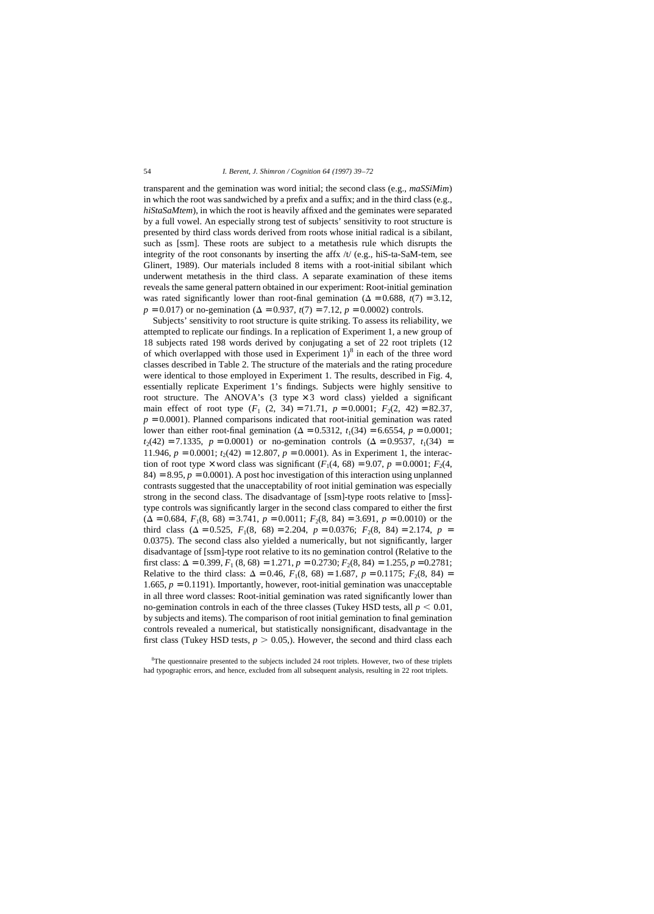transparent and the gemination was word initial; the second class (e.g., *maSSiMim*) in which the root was sandwiched by a prefix and a suffix; and in the third class (e.g., *hiStaSaMtem*), in which the root is heavily affixed and the geminates were separated by a full vowel. An especially strong test of subjects' sensitivity to root structure is presented by third class words derived from roots whose initial radical is a sibilant, such as [ssm]. These roots are subject to a metathesis rule which disrupts the integrity of the root consonants by inserting the affix /t/ (e.g., hiS-ta-SaM-tem, see Glinert, 1989). Our materials included 8 items with a root-initial sibilant which underwent metathesis in the third class. A separate examination of these items reveals the same general pattern obtained in our experiment: Root-initial gemination was rated significantly lower than root-final gemination ($\Delta = 0.688$, $t(7) = 3.12$, $p = 0.017$) or no-gemination ($\Delta = 0.937$, $t(7) = 7.12$, $p = 0.0002$) controls.

Subjects' sensitivity to root structure is quite striking. To assess its reliability, we attempted to replicate our findings. In a replication of Experiment 1, a new group of 18 subjects rated 198 words derived by conjugating a set of 22 root triplets (12 of which overlapped with those used in Experiment 1)[8] in each of the three word classes described in Table 2. The structure of the materials and the rating procedure were identical to those employed in Experiment 1. The results, described in Fig. 4, essentially replicate Experiment 1's findings. Subjects were highly sensitive to root structure. The ANOVA's (3 type $\times$ 3 word class) yielded a significant main effect of root type ($F_1$ (2, 34) $= 71.71$, $p = 0.0001$; $F_2(2, 42) = 82.37$, $p = 0.0001$). Planned comparisons indicated that root-initial gemination was rated lower than either root-final gemination ($\Delta = 0.5312$, $t_1(34) = 6.6554$, $p = 0.0001$; $t_2(42) = 7.1335$, $p = 0.0001$) or no-gemination controls ($\Delta = 0.9537$, $t_1(34) = 11.946$, $p = 0.0001$; $t_2(42) = 12.807$, $p = 0.0001$). As in Experiment 1, the interaction of root type $\times$ word class was significant ($F_1(4, 68) = 9.07$, $p = 0.0001$; $F_2(4, 84) = 8.95$, $p = 0.0001$). A post hoc investigation of this interaction using unplanned contrasts suggested that the unacceptability of root initial gemination was especially strong in the second class. The disadvantage of [ssm]-type roots relative to [mss]-type controls was significantly larger in the second class compared to either the first ($\Delta = 0.684$, $F_1(8, 68) = 3.741$, $p = 0.0011$; $F_2(8, 84) = 3.691$, $p = 0.0010$) or the third class ($\Delta = 0.525$, $F_1(8, 68) = 2.204$, $p = 0.0376$; $F_2(8, 84) = 2.174$, $p = 0.0375$). The second class also yielded a numerically, but not significantly, larger disadvantage of [ssm]-type root relative to its no gemination control (Relative to the first class: $\Delta = 0.399$, $F_1$ (8, 68) $= 1.271$, $p = 0.2730$; $F_2(8, 84) = 1.255$, $p = 0.2781$; Relative to the third class: $\Delta = 0.46$, $F_1(8, 68) = 1.687$, $p = 0.1175$; $F_2(8, 84) = 1.665$, $p = 0.1191$). Importantly, however, root-initial gemination was unacceptable in all three word classes: Root-initial gemination was rated significantly lower than no-gemination controls in each of the three classes (Tukey HSD tests, all $p < 0.01$, by subjects and items). The comparison of root initial gemination to final gemination controls revealed a numerical, but statistically nonsignificant, disadvantage in the first class (Tukey HSD tests, $p > 0.05$,). However, the second and third class each

[8]The questionnaire presented to the subjects included 24 root triplets. However, two of these triplets had typographic errors, and hence, excluded from all subsequent analysis, resulting in 22 root triplets.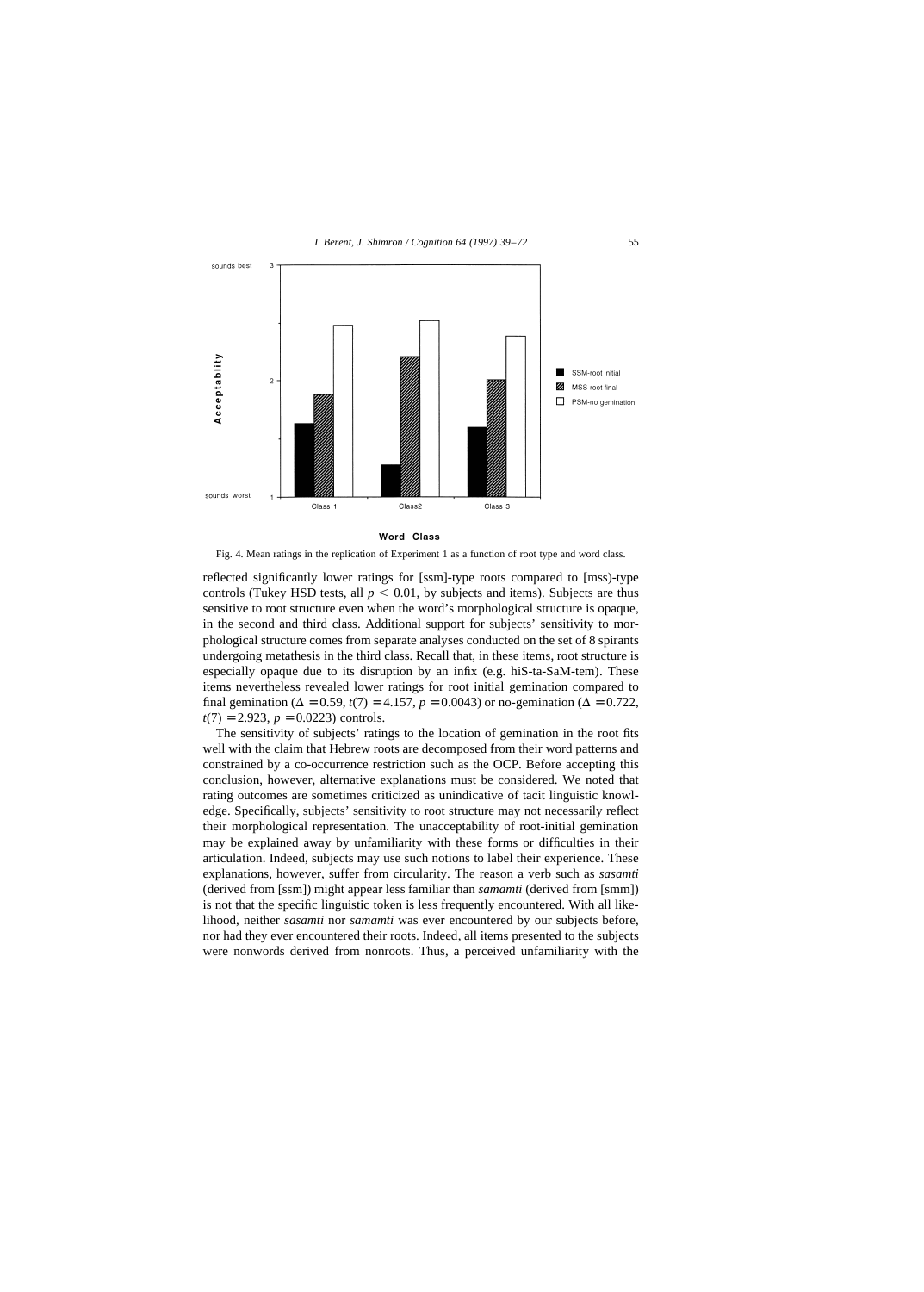Fig. 4. Mean ratings in the replication of Experiment 1 as a function of root type and word class.

reflected significantly lower ratings for [ssm]-type roots compared to [mss)-type controls (Tukey HSD tests, all $p < 0.01$, by subjects and items). Subjects are thus sensitive to root structure even when the word's morphological structure is opaque, in the second and third class. Additional support for subjects' sensitivity to morphological structure comes from separate analyses conducted on the set of 8 spirants undergoing metathesis in the third class. Recall that, in these items, root structure is especially opaque due to its disruption by an infix (e.g. hiS-ta-SaM-tem). These items nevertheless revealed lower ratings for root initial gemination compared to final gemination ($\Delta = 0.59$, $t(7) = 4.157$, $p = 0.0043$) or no-gemination ($\Delta = 0.722$, $t(7) = 2.923$, $p = 0.0223$) controls.

The sensitivity of subjects' ratings to the location of gemination in the root fits well with the claim that Hebrew roots are decomposed from their word patterns and constrained by a co-occurrence restriction such as the OCP. Before accepting this conclusion, however, alternative explanations must be considered. We noted that rating outcomes are sometimes criticized as unindicative of tacit linguistic knowledge. Specifically, subjects' sensitivity to root structure may not necessarily reflect their morphological representation. The unacceptability of root-initial gemination may be explained away by unfamiliarity with these forms or difficulties in their articulation. Indeed, subjects may use such notions to label their experience. These explanations, however, suffer from circularity. The reason a verb such as *sasamti* (derived from [ssm]) might appear less familiar than *samamti* (derived from [smm]) is not that the specific linguistic token is less frequently encountered. With all likelihood, neither *sasamti* nor *samamti* was ever encountered by our subjects before, nor had they ever encountered their roots. Indeed, all items presented to the subjects were nonwords derived from nonroots. Thus, a perceived unfamiliarity with the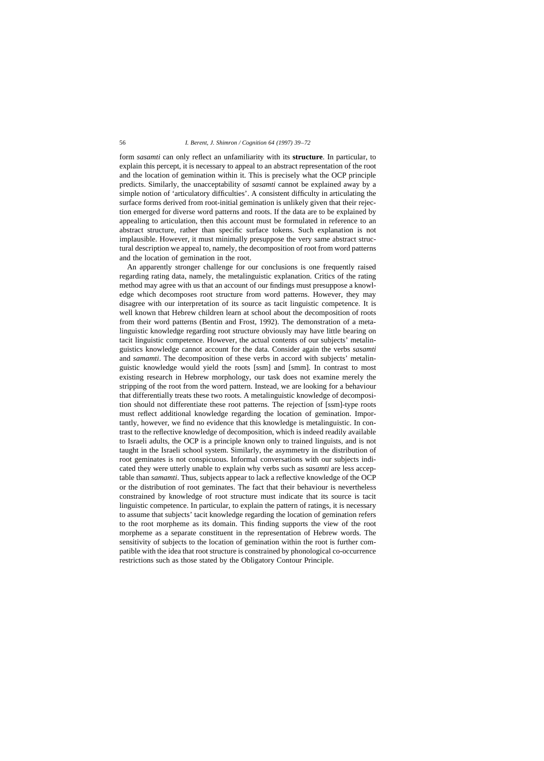form *sasamti* can only reflect an unfamiliarity with its **structure**. In particular, to explain this percept, it is necessary to appeal to an abstract representation of the root and the location of gemination within it. This is precisely what the OCP principle predicts. Similarly, the unacceptability of *sasamti* cannot be explained away by a simple notion of 'articulatory difficulties'. A consistent difficulty in articulating the surface forms derived from root-initial gemination is unlikely given that their rejection emerged for diverse word patterns and roots. If the data are to be explained by appealing to articulation, then this account must be formulated in reference to an abstract structure, rather than specific surface tokens. Such explanation is not implausible. However, it must minimally presuppose the very same abstract structural description we appeal to, namely, the decomposition of root from word patterns and the location of gemination in the root.

An apparently stronger challenge for our conclusions is one frequently raised regarding rating data, namely, the metalinguistic explanation. Critics of the rating method may agree with us that an account of our findings must presuppose a knowledge which decomposes root structure from word patterns. However, they may disagree with our interpretation of its source as tacit linguistic competence. It is well known that Hebrew children learn at school about the decomposition of roots from their word patterns (Bentin and Frost, 1992). The demonstration of a metalinguistic knowledge regarding root structure obviously may have little bearing on tacit linguistic competence. However, the actual contents of our subjects' metalinguistics knowledge cannot account for the data. Consider again the verbs *sasamti* and *samamti*. The decomposition of these verbs in accord with subjects' metalinguistic knowledge would yield the roots [ssm] and [smm]. In contrast to most existing research in Hebrew morphology, our task does not examine merely the stripping of the root from the word pattern. Instead, we are looking for a behaviour that differentially treats these two roots. A metalinguistic knowledge of decomposition should not differentiate these root patterns. The rejection of [ssm]-type roots must reflect additional knowledge regarding the location of gemination. Importantly, however, we find no evidence that this knowledge is metalinguistic. In contrast to the reflective knowledge of decomposition, which is indeed readily available to Israeli adults, the OCP is a principle known only to trained linguists, and is not taught in the Israeli school system. Similarly, the asymmetry in the distribution of root geminates is not conspicuous. Informal conversations with our subjects indicated they were utterly unable to explain why verbs such as *sasamti* are less acceptable than *samamti*. Thus, subjects appear to lack a reflective knowledge of the OCP or the distribution of root geminates. The fact that their behaviour is nevertheless constrained by knowledge of root structure must indicate that its source is tacit linguistic competence. In particular, to explain the pattern of ratings, it is necessary to assume that subjects' tacit knowledge regarding the location of gemination refers to the root morpheme as its domain. This finding supports the view of the root morpheme as a separate constituent in the representation of Hebrew words. The sensitivity of subjects to the location of gemination within the root is further compatible with the idea that root structure is constrained by phonological co-occurrence restrictions such as those stated by the Obligatory Contour Principle.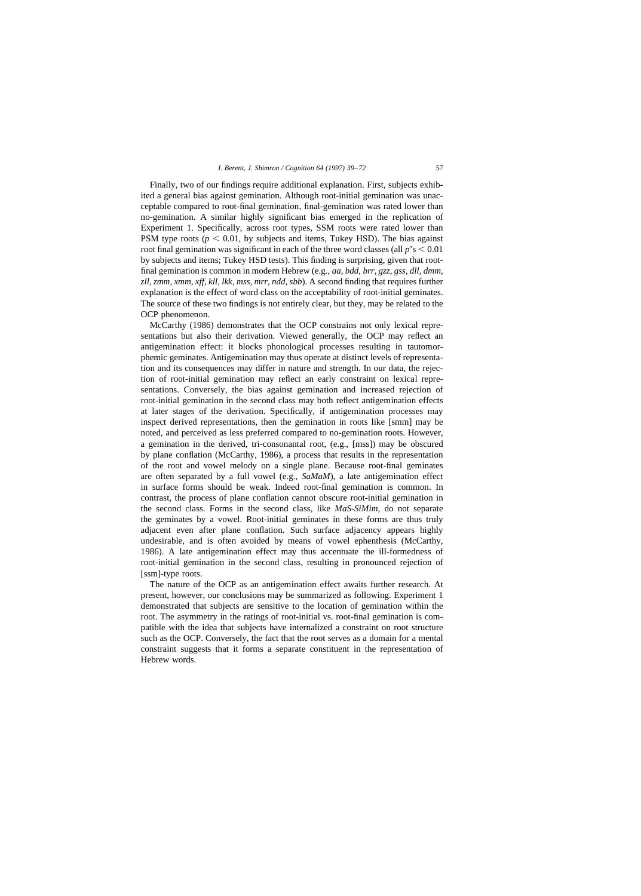Finally, two of our findings require additional explanation. First, subjects exhibited a general bias against gemination. Although root-initial gemination was unacceptable compared to root-final gemination, final-gemination was rated lower than no-gemination. A similar highly significant bias emerged in the replication of Experiment 1. Specifically, across root types, SSM roots were rated lower than PSM type roots ($p < 0.01$, by subjects and items, Tukey HSD). The bias against root final gemination was significant in each of the three word classes (all $p$'s $< 0.01$ by subjects and items; Tukey HSD tests). This finding is surprising, given that root-final gemination is common in modern Hebrew (e.g., *aa, bdd, brr, gzz, gss, dll, dmm, zll, zmm, xmm, xff, kll, lkk, mss, mrr, ndd, sbb*). A second finding that requires further explanation is the effect of word class on the acceptability of root-initial geminates. The source of these two findings is not entirely clear, but they, may be related to the OCP phenomenon.

McCarthy (1986) demonstrates that the OCP constrains not only lexical representations but also their derivation. Viewed generally, the OCP may reflect an antigemination effect: it blocks phonological processes resulting in tautomorphemic geminates. Antigemination may thus operate at distinct levels of representation and its consequences may differ in nature and strength. In our data, the rejection of root-initial gemination may reflect an early constraint on lexical representations. Conversely, the bias against gemination and increased rejection of root-initial gemination in the second class may both reflect antigemination effects at later stages of the derivation. Specifically, if antigemination processes may inspect derived representations, then the gemination in roots like [smm] may be noted, and perceived as less preferred compared to no-gemination roots. However, a gemination in the derived, tri-consonantal root, (e.g., [mss]) may be obscured by plane conflation (McCarthy, 1986), a process that results in the representation of the root and vowel melody on a single plane. Because root-final geminates are often separated by a full vowel (e.g., *SaMaM*), a late antigemination effect in surface forms should be weak. Indeed root-final gemination is common. In contrast, the process of plane conflation cannot obscure root-initial gemination in the second class. Forms in the second class, like *MaS-SiMim*, do not separate the geminates by a vowel. Root-initial geminates in these forms are thus truly adjacent even after plane conflation. Such surface adjacency appears highly undesirable, and is often avoided by means of vowel ephenthesis (McCarthy, 1986). A late antigemination effect may thus accentuate the ill-formedness of root-initial gemination in the second class, resulting in pronounced rejection of [ssm]-type roots.

The nature of the OCP as an antigemination effect awaits further research. At present, however, our conclusions may be summarized as following. Experiment 1 demonstrated that subjects are sensitive to the location of gemination within the root. The asymmetry in the ratings of root-initial vs. root-final gemination is compatible with the idea that subjects have internalized a constraint on root structure such as the OCP. Conversely, the fact that the root serves as a domain for a mental constraint suggests that it forms a separate constituent in the representation of Hebrew words.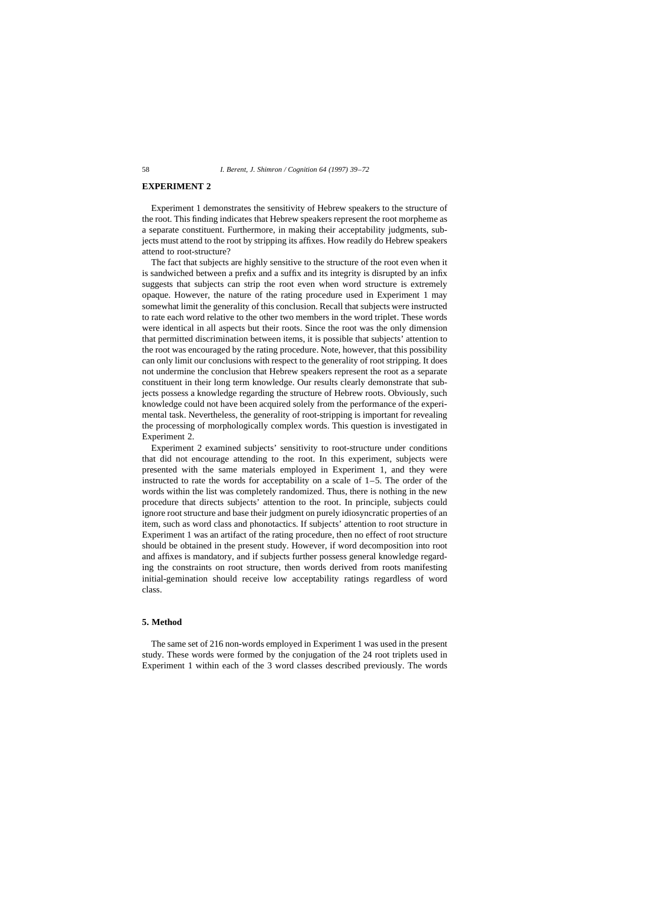## EXPERIMENT 2

Experiment 1 demonstrates the sensitivity of Hebrew speakers to the structure of the root. This finding indicates that Hebrew speakers represent the root morpheme as a separate constituent. Furthermore, in making their acceptability judgments, subjects must attend to the root by stripping its affixes. How readily do Hebrew speakers attend to root-structure?

The fact that subjects are highly sensitive to the structure of the root even when it is sandwiched between a prefix and a suffix and its integrity is disrupted by an infix suggests that subjects can strip the root even when word structure is extremely opaque. However, the nature of the rating procedure used in Experiment 1 may somewhat limit the generality of this conclusion. Recall that subjects were instructed to rate each word relative to the other two members in the word triplet. These words were identical in all aspects but their roots. Since the root was the only dimension that permitted discrimination between items, it is possible that subjects' attention to the root was encouraged by the rating procedure. Note, however, that this possibility can only limit our conclusions with respect to the generality of root stripping. It does not undermine the conclusion that Hebrew speakers represent the root as a separate constituent in their long term knowledge. Our results clearly demonstrate that subjects possess a knowledge regarding the structure of Hebrew roots. Obviously, such knowledge could not have been acquired solely from the performance of the experimental task. Nevertheless, the generality of root-stripping is important for revealing the processing of morphologically complex words. This question is investigated in Experiment 2.

Experiment 2 examined subjects' sensitivity to root-structure under conditions that did not encourage attending to the root. In this experiment, subjects were presented with the same materials employed in Experiment 1, and they were instructed to rate the words for acceptability on a scale of 1–5. The order of the words within the list was completely randomized. Thus, there is nothing in the new procedure that directs subjects' attention to the root. In principle, subjects could ignore root structure and base their judgment on purely idiosyncratic properties of an item, such as word class and phonotactics. If subjects' attention to root structure in Experiment 1 was an artifact of the rating procedure, then no effect of root structure should be obtained in the present study. However, if word decomposition into root and affixes is mandatory, and if subjects further possess general knowledge regarding the constraints on root structure, then words derived from roots manifesting initial-gemination should receive low acceptability ratings regardless of word class.

### 5. Method

The same set of 216 non-words employed in Experiment 1 was used in the present study. These words were formed by the conjugation of the 24 root triplets used in Experiment 1 within each of the 3 word classes described previously. The words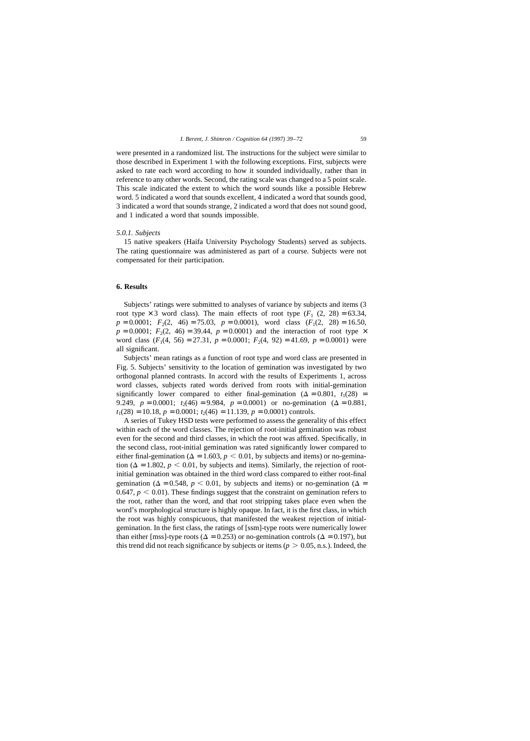were presented in a randomized list. The instructions for the subject were similar to those described in Experiment 1 with the following exceptions. First, subjects were asked to rate each word according to how it sounded individually, rather than in reference to any other words. Second, the rating scale was changed to a 5 point scale. This scale indicated the extent to which the word sounds like a possible Hebrew word. 5 indicated a word that sounds excellent, 4 indicated a word that sounds good, 3 indicated a word that sounds strange, 2 indicated a word that does not sound good, and 1 indicated a word that sounds impossible.

#### 5.0.1. Subjects

15 native speakers (Haifa University Psychology Students) served as subjects. The rating questionnaire was administered as part of a course. Subjects were not compensated for their participation.

## 6. Results

Subjects' ratings were submitted to analyses of variance by subjects and items (3 root type $\times$ 3 word class). The main effects of root type ($F_1$ (2, 28) $=63.34$, $p=0.0001$; $F_2(2,\ 46)=75.03$, $p=0.0001$), word class ($F_1(2,\ 28)=16.50$, $p=0.0001$; $F_2(2,\ 46)=39.44$, $p=0.0001$) and the interaction of root type $\times$ word class ($F_1(4,\ 56)=27.31$, $p=0.0001$; $F_2(4,\ 92)=41.69$, $p=0.0001$) were all significant.

Subjects' mean ratings as a function of root type and word class are presented in Fig. 5. Subjects' sensitivity to the location of gemination was investigated by two orthogonal planned contrasts. In accord with the results of Experiments 1, across word classes, subjects rated words derived from roots with initial-gemination significantly lower compared to either final-gemination ($\Delta=0.801$, $t_1(28)=9.249$, $p=0.0001$; $t_2(46)=9.984$, $p=0.0001$) or no-gemination ($\Delta=0.881$, $t_1(28)=10.18$, $p=0.0001$; $t_2(46)=11.139$, $p=0.0001$) controls.

A series of Tukey HSD tests were performed to assess the generality of this effect within each of the word classes. The rejection of root-initial gemination was robust even for the second and third classes, in which the root was affixed. Specifically, in the second class, root-initial gemination was rated significantly lower compared to either final-gemination ($\Delta=1.603$, $p<0.01$, by subjects and items) or no-gemination ($\Delta=1.802$, $p<0.01$, by subjects and items). Similarly, the rejection of root-initial gemination was obtained in the third word class compared to either root-final gemination ($\Delta=0.548$, $p<0.01$, by subjects and items) or no-gemination ($\Delta=0.647$, $p<0.01$). These findings suggest that the constraint on gemination refers to the root, rather than the word, and that root stripping takes place even when the word's morphological structure is highly opaque. In fact, it is the first class, in which the root was highly conspicuous, that manifested the weakest rejection of initial-gemination. In the first class, the ratings of [ssm]-type roots were numerically lower than either [mss]-type roots ($\Delta=0.253$) or no-gemination controls ($\Delta=0.197$), but this trend did not reach significance by subjects or items ($p>0.05$, n.s.). Indeed, the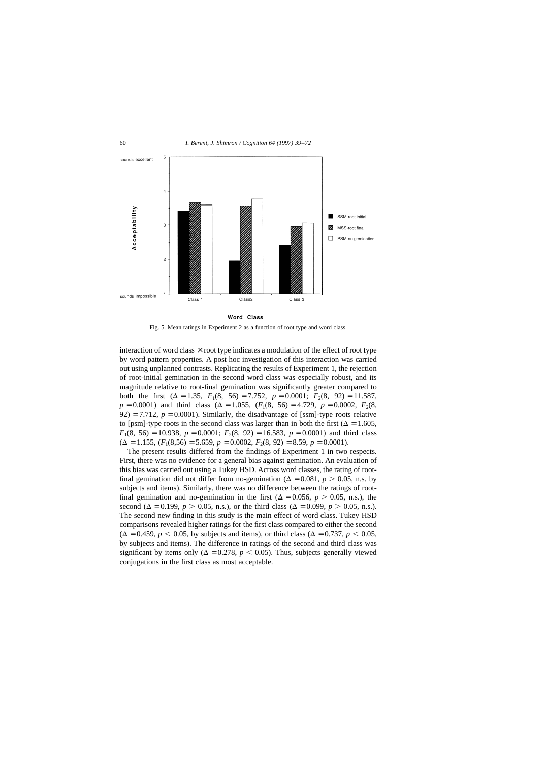Fig. 5. Mean ratings in Experiment 2 as a function of root type and word class.

interaction of word class × root type indicates a modulation of the effect of root type by word pattern properties. A post hoc investigation of this interaction was carried out using unplanned contrasts. Replicating the results of Experiment 1, the rejection of root-initial gemination in the second word class was especially robust, and its magnitude relative to root-final gemination was significantly greater compared to both the first ($\Delta = 1.35$, $F_1(8,\ 56) = 7.752$, $p = 0.0001$; $F_2(8,\ 92) = 11.587$, $p = 0.0001$) and third class ($\Delta = 1.055$, ($F_1(8,\ 56) = 4.729$, $p = 0.0002$, $F_2(8,\ 92) = 7.712$, $p = 0.0001$). Similarly, the disadvantage of [ssm]-type roots relative to [psm]-type roots in the second class was larger than in both the first ($\Delta = 1.605$, $F_1(8,\ 56) = 10.938$, $p = 0.0001$; $F_2(8,\ 92) = 16.583$, $p = 0.0001$) and third class ($\Delta = 1.155$, ($F_1(8,56) = 5.659$, $p = 0.0002$, $F_2(8,\ 92) = 8.59$, $p = 0.0001$).

The present results differed from the findings of Experiment 1 in two respects. First, there was no evidence for a general bias against gemination. An evaluation of this bias was carried out using a Tukey HSD. Across word classes, the rating of root-final gemination did not differ from no-gemination ($\Delta = 0.081$, $p > 0.05$, n.s. by subjects and items). Similarly, there was no difference between the ratings of root-final gemination and no-gemination in the first ($\Delta = 0.056$, $p > 0.05$, n.s.), the second ($\Delta = 0.199$, $p > 0.05$, n.s.), or the third class ($\Delta = 0.099$, $p > 0.05$, n.s.). The second new finding in this study is the main effect of word class. Tukey HSD comparisons revealed higher ratings for the first class compared to either the second ($\Delta = 0.459$, $p < 0.05$, by subjects and items), or third class ($\Delta = 0.737$, $p < 0.05$, by subjects and items). The difference in ratings of the second and third class was significant by items only ($\Delta = 0.278$, $p < 0.05$). Thus, subjects generally viewed conjugations in the first class as most acceptable.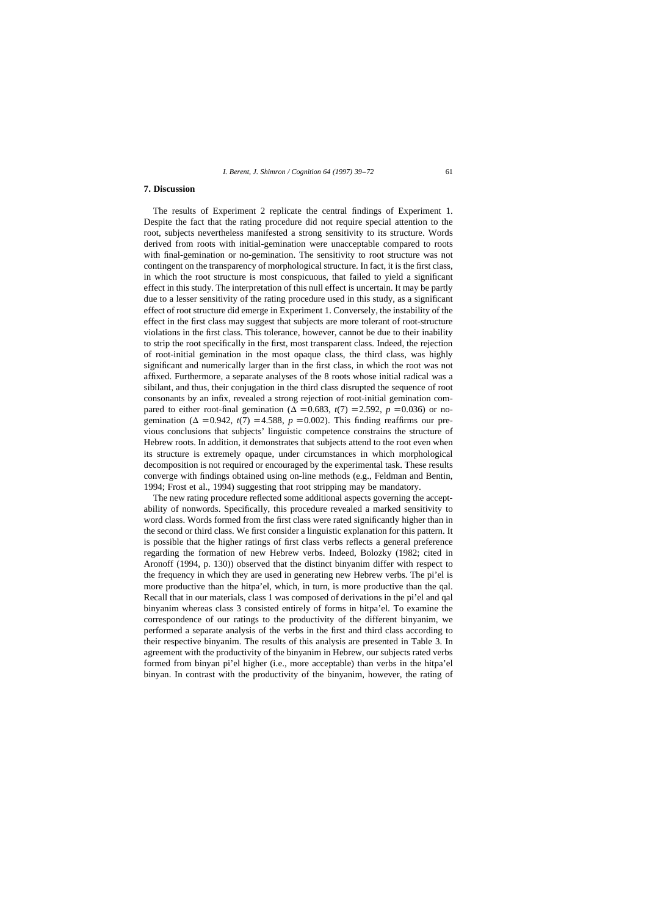## 7. Discussion

The results of Experiment 2 replicate the central findings of Experiment 1. Despite the fact that the rating procedure did not require special attention to the root, subjects nevertheless manifested a strong sensitivity to its structure. Words derived from roots with initial-gemination were unacceptable compared to roots with final-gemination or no-gemination. The sensitivity to root structure was not contingent on the transparency of morphological structure. In fact, it is the first class, in which the root structure is most conspicuous, that failed to yield a significant effect in this study. The interpretation of this null effect is uncertain. It may be partly due to a lesser sensitivity of the rating procedure used in this study, as a significant effect of root structure did emerge in Experiment 1. Conversely, the instability of the effect in the first class may suggest that subjects are more tolerant of root-structure violations in the first class. This tolerance, however, cannot be due to their inability to strip the root specifically in the first, most transparent class. Indeed, the rejection of root-initial gemination in the most opaque class, the third class, was highly significant and numerically larger than in the first class, in which the root was not affixed. Furthermore, a separate analyses of the 8 roots whose initial radical was a sibilant, and thus, their conjugation in the third class disrupted the sequence of root consonants by an infix, revealed a strong rejection of root-initial gemination compared to either root-final gemination ($\Delta = 0.683$, $t(7) = 2.592$, $p = 0.036$) or no-gemination ($\Delta = 0.942$, $t(7) = 4.588$, $p = 0.002$). This finding reaffirms our previous conclusions that subjects' linguistic competence constrains the structure of Hebrew roots. In addition, it demonstrates that subjects attend to the root even when its structure is extremely opaque, under circumstances in which morphological decomposition is not required or encouraged by the experimental task. These results converge with findings obtained using on-line methods (e.g., Feldman and Bentin, 1994; Frost et al., 1994) suggesting that root stripping may be mandatory.

The new rating procedure reflected some additional aspects governing the acceptability of nonwords. Specifically, this procedure revealed a marked sensitivity to word class. Words formed from the first class were rated significantly higher than in the second or third class. We first consider a linguistic explanation for this pattern. It is possible that the higher ratings of first class verbs reflects a general preference regarding the formation of new Hebrew verbs. Indeed, Bolozky (1982; cited in Aronoff (1994, p. 130)) observed that the distinct binyanim differ with respect to the frequency in which they are used in generating new Hebrew verbs. The pi'el is more productive than the hitpa'el, which, in turn, is more productive than the qal. Recall that in our materials, class 1 was composed of derivations in the pi'el and qal binyanim whereas class 3 consisted entirely of forms in hitpa'el. To examine the correspondence of our ratings to the productivity of the different binyanim, we performed a separate analysis of the verbs in the first and third class according to their respective binyanim. The results of this analysis are presented in Table 3. In agreement with the productivity of the binyanim in Hebrew, our subjects rated verbs formed from binyan pi'el higher (i.e., more acceptable) than verbs in the hitpa'el binyan. In contrast with the productivity of the binyanim, however, the rating of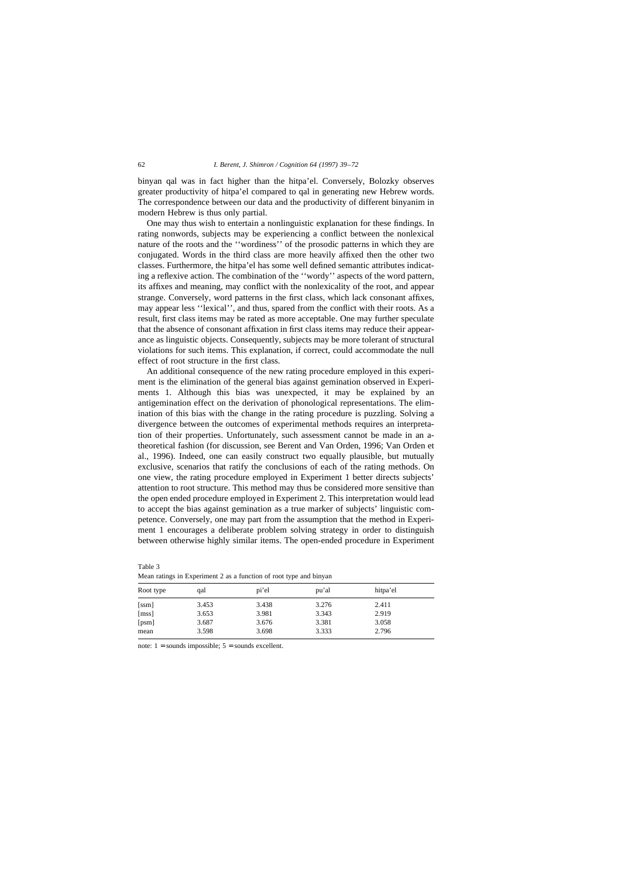binyan qal was in fact higher than the hitpa'el. Conversely, Bolozky observes greater productivity of hitpa'el compared to qal in generating new Hebrew words. The correspondence between our data and the productivity of different binyanim in modern Hebrew is thus only partial.

One may thus wish to entertain a nonlinguistic explanation for these findings. In rating nonwords, subjects may be experiencing a conflict between the nonlexical nature of the roots and the ''wordiness'' of the prosodic patterns in which they are conjugated. Words in the third class are more heavily affixed then the other two classes. Furthermore, the hitpa'el has some well defined semantic attributes indicating a reflexive action. The combination of the ''wordy'' aspects of the word pattern, its affixes and meaning, may conflict with the nonlexicality of the root, and appear strange. Conversely, word patterns in the first class, which lack consonant affixes, may appear less ''lexical'', and thus, spared from the conflict with their roots. As a result, first class items may be rated as more acceptable. One may further speculate that the absence of consonant affixation in first class items may reduce their appearance as linguistic objects. Consequently, subjects may be more tolerant of structural violations for such items. This explanation, if correct, could accommodate the null effect of root structure in the first class.

An additional consequence of the new rating procedure employed in this experiment is the elimination of the general bias against gemination observed in Experiments 1. Although this bias was unexpected, it may be explained by an antigemination effect on the derivation of phonological representations. The elimination of this bias with the change in the rating procedure is puzzling. Solving a divergence between the outcomes of experimental methods requires an interpretation of their properties. Unfortunately, such assessment cannot be made in an a-theoretical fashion (for discussion, see Berent and Van Orden, 1996; Van Orden et al., 1996). Indeed, one can easily construct two equally plausible, but mutually exclusive, scenarios that ratify the conclusions of each of the rating methods. On one view, the rating procedure employed in Experiment 1 better directs subjects' attention to root structure. This method may thus be considered more sensitive than the open ended procedure employed in Experiment 2. This interpretation would lead to accept the bias against gemination as a true marker of subjects' linguistic competence. Conversely, one may part from the assumption that the method in Experiment 1 encourages a deliberate problem solving strategy in order to distinguish between otherwise highly similar items. The open-ended procedure in Experiment

Table 3
Mean ratings in Experiment 2 as a function of root type and binyan

| Root type | qal | pi'el | pu'al | hitpa'el |
|---|---|---|---|---|
| [ssm] | 3.453 | 3.438 | 3.276 | 2.411 |
| [mss] | 3.653 | 3.981 | 3.343 | 2.919 |
| [psm] | 3.687 | 3.676 | 3.381 | 3.058 |
| mean | 3.598 | 3.698 | 3.333 | 2.796 |

note: 1 = sounds impossible; 5 = sounds excellent.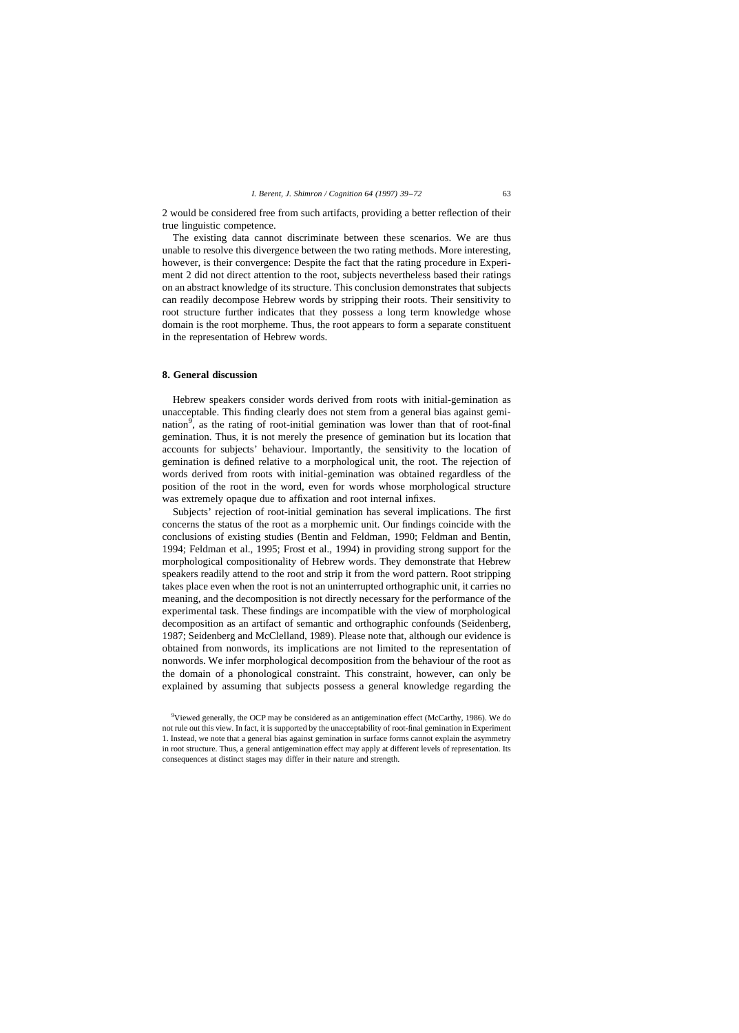2 would be considered free from such artifacts, providing a better reflection of their true linguistic competence.

The existing data cannot discriminate between these scenarios. We are thus unable to resolve this divergence between the two rating methods. More interesting, however, is their convergence: Despite the fact that the rating procedure in Experiment 2 did not direct attention to the root, subjects nevertheless based their ratings on an abstract knowledge of its structure. This conclusion demonstrates that subjects can readily decompose Hebrew words by stripping their roots. Their sensitivity to root structure further indicates that they possess a long term knowledge whose domain is the root morpheme. Thus, the root appears to form a separate constituent in the representation of Hebrew words.

## 8. General discussion

Hebrew speakers consider words derived from roots with initial-gemination as unacceptable. This finding clearly does not stem from a general bias against gemination[9], as the rating of root-initial gemination was lower than that of root-final gemination. Thus, it is not merely the presence of gemination but its location that accounts for subjects' behaviour. Importantly, the sensitivity to the location of gemination is defined relative to a morphological unit, the root. The rejection of words derived from roots with initial-gemination was obtained regardless of the position of the root in the word, even for words whose morphological structure was extremely opaque due to affixation and root internal infixes.

Subjects' rejection of root-initial gemination has several implications. The first concerns the status of the root as a morphemic unit. Our findings coincide with the conclusions of existing studies (Bentin and Feldman, 1990; Feldman and Bentin, 1994; Feldman et al., 1995; Frost et al., 1994) in providing strong support for the morphological compositionality of Hebrew words. They demonstrate that Hebrew speakers readily attend to the root and strip it from the word pattern. Root stripping takes place even when the root is not an uninterrupted orthographic unit, it carries no meaning, and the decomposition is not directly necessary for the performance of the experimental task. These findings are incompatible with the view of morphological decomposition as an artifact of semantic and orthographic confounds (Seidenberg, 1987; Seidenberg and McClelland, 1989). Please note that, although our evidence is obtained from nonwords, its implications are not limited to the representation of nonwords. We infer morphological decomposition from the behaviour of the root as the domain of a phonological constraint. This constraint, however, can only be explained by assuming that subjects possess a general knowledge regarding the

[9]Viewed generally, the OCP may be considered as an antigemination effect (McCarthy, 1986). We do not rule out this view. In fact, it is supported by the unacceptability of root-final gemination in Experiment 1. Instead, we note that a general bias against gemination in surface forms cannot explain the asymmetry in root structure. Thus, a general antigemination effect may apply at different levels of representation. Its consequences at distinct stages may differ in their nature and strength.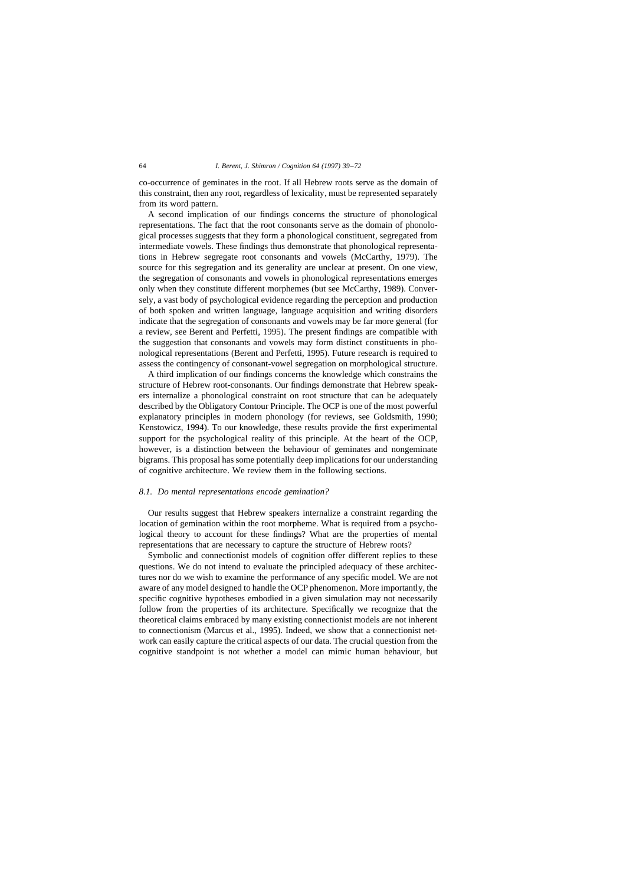co-occurrence of geminates in the root. If all Hebrew roots serve as the domain of this constraint, then any root, regardless of lexicality, must be represented separately from its word pattern.

A second implication of our findings concerns the structure of phonological representations. The fact that the root consonants serve as the domain of phonological processes suggests that they form a phonological constituent, segregated from intermediate vowels. These findings thus demonstrate that phonological representations in Hebrew segregate root consonants and vowels (McCarthy, 1979). The source for this segregation and its generality are unclear at present. On one view, the segregation of consonants and vowels in phonological representations emerges only when they constitute different morphemes (but see McCarthy, 1989). Conversely, a vast body of psychological evidence regarding the perception and production of both spoken and written language, language acquisition and writing disorders indicate that the segregation of consonants and vowels may be far more general (for a review, see Berent and Perfetti, 1995). The present findings are compatible with the suggestion that consonants and vowels may form distinct constituents in phonological representations (Berent and Perfetti, 1995). Future research is required to assess the contingency of consonant-vowel segregation on morphological structure.

A third implication of our findings concerns the knowledge which constrains the structure of Hebrew root-consonants. Our findings demonstrate that Hebrew speakers internalize a phonological constraint on root structure that can be adequately described by the Obligatory Contour Principle. The OCP is one of the most powerful explanatory principles in modern phonology (for reviews, see Goldsmith, 1990; Kenstowicz, 1994). To our knowledge, these results provide the first experimental support for the psychological reality of this principle. At the heart of the OCP, however, is a distinction between the behaviour of geminates and nongeminate bigrams. This proposal has some potentially deep implications for our understanding of cognitive architecture. We review them in the following sections.

### *8.1. Do mental representations encode gemination?*

Our results suggest that Hebrew speakers internalize a constraint regarding the location of gemination within the root morpheme. What is required from a psychological theory to account for these findings? What are the properties of mental representations that are necessary to capture the structure of Hebrew roots?

Symbolic and connectionist models of cognition offer different replies to these questions. We do not intend to evaluate the principled adequacy of these architectures nor do we wish to examine the performance of any specific model. We are not aware of any model designed to handle the OCP phenomenon. More importantly, the specific cognitive hypotheses embodied in a given simulation may not necessarily follow from the properties of its architecture. Specifically we recognize that the theoretical claims embraced by many existing connectionist models are not inherent to connectionism (Marcus et al., 1995). Indeed, we show that a connectionist network can easily capture the critical aspects of our data. The crucial question from the cognitive standpoint is not whether a model can mimic human behaviour, but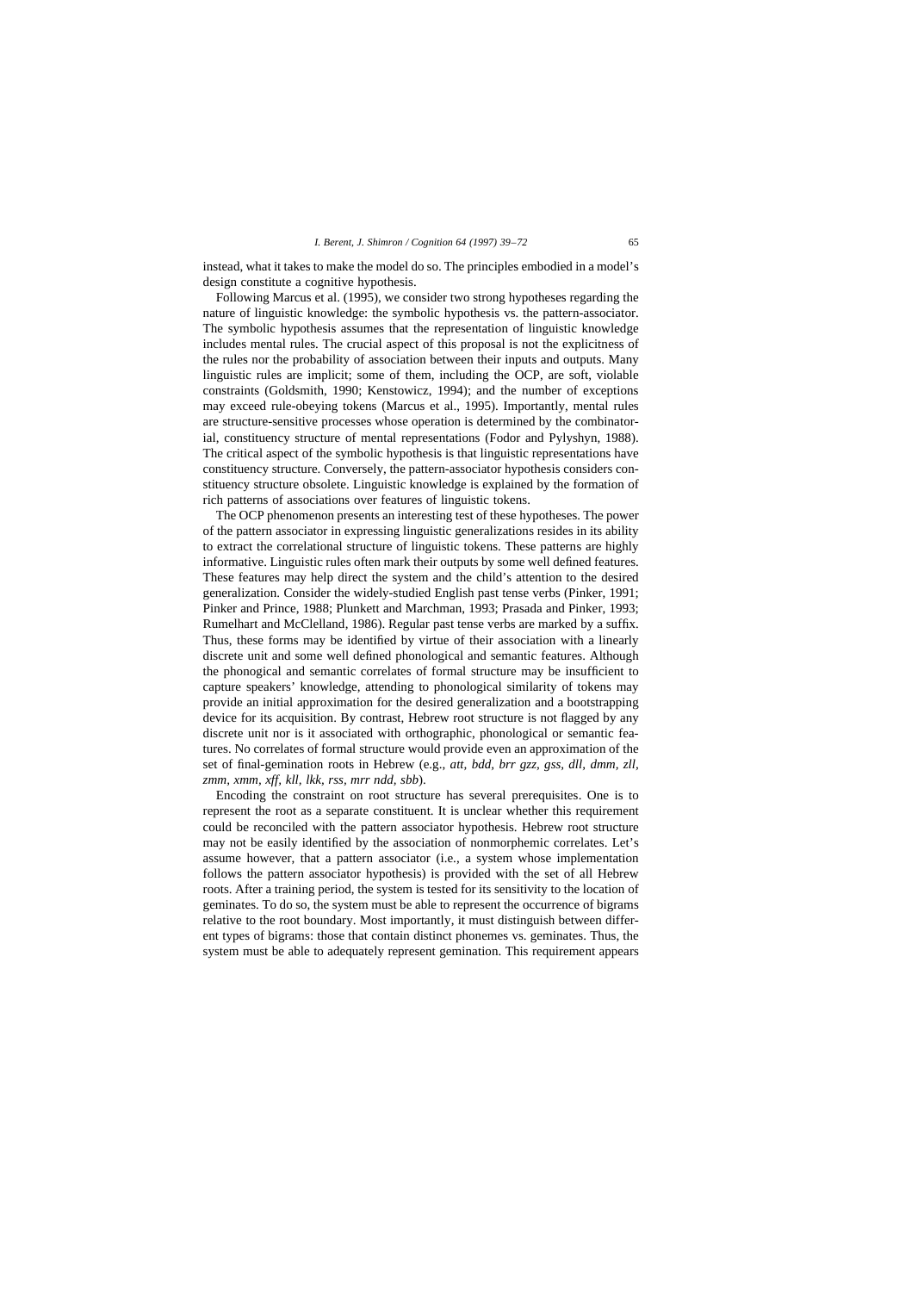instead, what it takes to make the model do so. The principles embodied in a model's design constitute a cognitive hypothesis.

Following Marcus et al. (1995), we consider two strong hypotheses regarding the nature of linguistic knowledge: the symbolic hypothesis vs. the pattern-associator. The symbolic hypothesis assumes that the representation of linguistic knowledge includes mental rules. The crucial aspect of this proposal is not the explicitness of the rules nor the probability of association between their inputs and outputs. Many linguistic rules are implicit; some of them, including the OCP, are soft, violable constraints (Goldsmith, 1990; Kenstowicz, 1994); and the number of exceptions may exceed rule-obeying tokens (Marcus et al., 1995). Importantly, mental rules are structure-sensitive processes whose operation is determined by the combinatorial, constituency structure of mental representations (Fodor and Pylyshyn, 1988). The critical aspect of the symbolic hypothesis is that linguistic representations have constituency structure. Conversely, the pattern-associator hypothesis considers constituency structure obsolete. Linguistic knowledge is explained by the formation of rich patterns of associations over features of linguistic tokens.

The OCP phenomenon presents an interesting test of these hypotheses. The power of the pattern associator in expressing linguistic generalizations resides in its ability to extract the correlational structure of linguistic tokens. These patterns are highly informative. Linguistic rules often mark their outputs by some well defined features. These features may help direct the system and the child's attention to the desired generalization. Consider the widely-studied English past tense verbs (Pinker, 1991; Pinker and Prince, 1988; Plunkett and Marchman, 1993; Prasada and Pinker, 1993; Rumelhart and McClelland, 1986). Regular past tense verbs are marked by a suffix. Thus, these forms may be identified by virtue of their association with a linearly discrete unit and some well defined phonological and semantic features. Although the phonogical and semantic correlates of formal structure may be insufficient to capture speakers' knowledge, attending to phonological similarity of tokens may provide an initial approximation for the desired generalization and a bootstrapping device for its acquisition. By contrast, Hebrew root structure is not flagged by any discrete unit nor is it associated with orthographic, phonological or semantic features. No correlates of formal structure would provide even an approximation of the set of final-gemination roots in Hebrew (e.g., *att, bdd, brr gzz, gss, dll, dmm, zll, zmm, xmm, xff, kll, lkk, rss, mrr ndd, sbb*).

Encoding the constraint on root structure has several prerequisites. One is to represent the root as a separate constituent. It is unclear whether this requirement could be reconciled with the pattern associator hypothesis. Hebrew root structure may not be easily identified by the association of nonmorphemic correlates. Let's assume however, that a pattern associator (i.e., a system whose implementation follows the pattern associator hypothesis) is provided with the set of all Hebrew roots. After a training period, the system is tested for its sensitivity to the location of geminates. To do so, the system must be able to represent the occurrence of bigrams relative to the root boundary. Most importantly, it must distinguish between different types of bigrams: those that contain distinct phonemes vs. geminates. Thus, the system must be able to adequately represent gemination. This requirement appears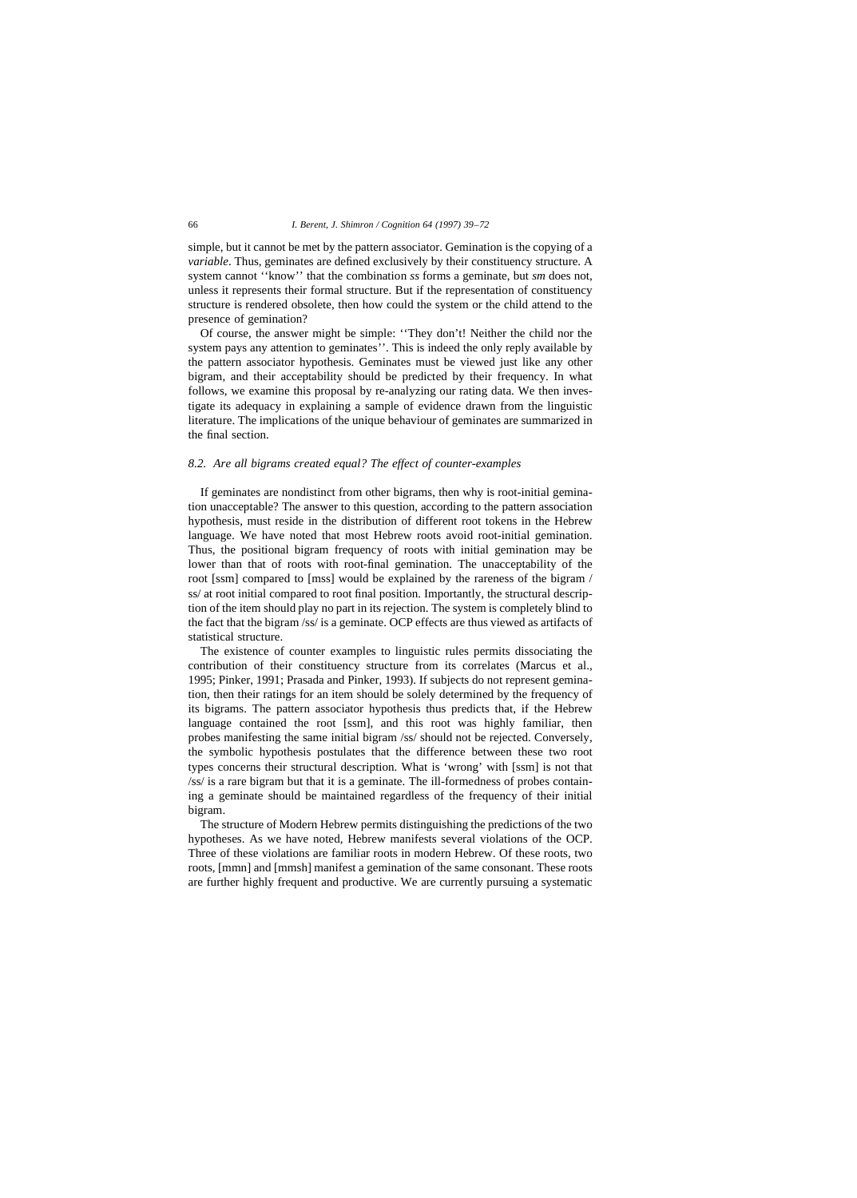simple, but it cannot be met by the pattern associator. Gemination is the copying of a *variable*. Thus, geminates are defined exclusively by their constituency structure. A system cannot ''know'' that the combination *ss* forms a geminate, but *sm* does not, unless it represents their formal structure. But if the representation of constituency structure is rendered obsolete, then how could the system or the child attend to the presence of gemination?

Of course, the answer might be simple: ''They don't! Neither the child nor the system pays any attention to geminates''. This is indeed the only reply available by the pattern associator hypothesis. Geminates must be viewed just like any other bigram, and their acceptability should be predicted by their frequency. In what follows, we examine this proposal by re-analyzing our rating data. We then investigate its adequacy in explaining a sample of evidence drawn from the linguistic literature. The implications of the unique behaviour of geminates are summarized in the final section.

### *8.2. Are all bigrams created equal? The effect of counter-examples*

If geminates are nondistinct from other bigrams, then why is root-initial gemination unacceptable? The answer to this question, according to the pattern association hypothesis, must reside in the distribution of different root tokens in the Hebrew language. We have noted that most Hebrew roots avoid root-initial gemination. Thus, the positional bigram frequency of roots with initial gemination may be lower than that of roots with root-final gemination. The unacceptability of the root [ssm] compared to [mss] would be explained by the rareness of the bigram /ss/ at root initial compared to root final position. Importantly, the structural description of the item should play no part in its rejection. The system is completely blind to the fact that the bigram /ss/ is a geminate. OCP effects are thus viewed as artifacts of statistical structure.

The existence of counter examples to linguistic rules permits dissociating the contribution of their constituency structure from its correlates (Marcus et al., 1995; Pinker, 1991; Prasada and Pinker, 1993). If subjects do not represent gemination, then their ratings for an item should be solely determined by the frequency of its bigrams. The pattern associator hypothesis thus predicts that, if the Hebrew language contained the root [ssm], and this root was highly familiar, then probes manifesting the same initial bigram /ss/ should not be rejected. Conversely, the symbolic hypothesis postulates that the difference between these two root types concerns their structural description. What is 'wrong' with [ssm] is not that /ss/ is a rare bigram but that it is a geminate. The ill-formedness of probes containing a geminate should be maintained regardless of the frequency of their initial bigram.

The structure of Modern Hebrew permits distinguishing the predictions of the two hypotheses. As we have noted, Hebrew manifests several violations of the OCP. Three of these violations are familiar roots in modern Hebrew. Of these roots, two roots, [mmn] and [mmsh] manifest a gemination of the same consonant. These roots are further highly frequent and productive. We are currently pursuing a systematic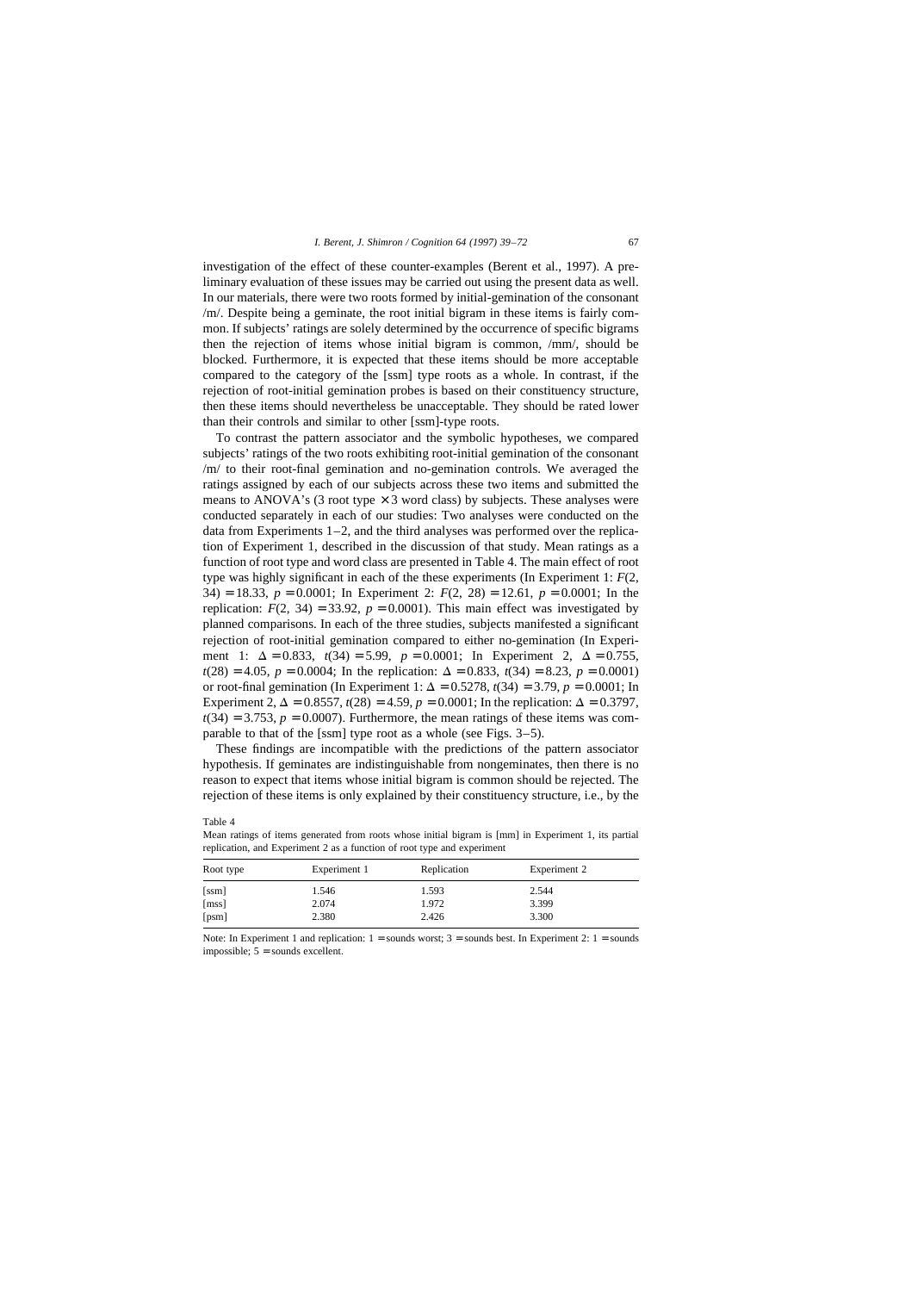investigation of the effect of these counter-examples (Berent et al., 1997). A preliminary evaluation of these issues may be carried out using the present data as well. In our materials, there were two roots formed by initial-gemination of the consonant /m/. Despite being a geminate, the root initial bigram in these items is fairly common. If subjects' ratings are solely determined by the occurrence of specific bigrams then the rejection of items whose initial bigram is common, /mm/, should be blocked. Furthermore, it is expected that these items should be more acceptable compared to the category of the [ssm] type roots as a whole. In contrast, if the rejection of root-initial gemination probes is based on their constituency structure, then these items should nevertheless be unacceptable. They should be rated lower than their controls and similar to other [ssm]-type roots.

To contrast the pattern associator and the symbolic hypotheses, we compared subjects' ratings of the two roots exhibiting root-initial gemination of the consonant /m/ to their root-final gemination and no-gemination controls. We averaged the ratings assigned by each of our subjects across these two items and submitted the means to ANOVA's (3 root type $\times$ 3 word class) by subjects. These analyses were conducted separately in each of our studies: Two analyses were conducted on the data from Experiments 1–2, and the third analyses was performed over the replication of Experiment 1, described in the discussion of that study. Mean ratings as a function of root type and word class are presented in Table 4. The main effect of root type was highly significant in each of the these experiments (In Experiment 1: $F(2, 34) = 18.33$, $p = 0.0001$; In Experiment 2: $F(2, 28) = 12.61$, $p = 0.0001$; In the replication: $F(2, 34) = 33.92$, $p = 0.0001$). This main effect was investigated by planned comparisons. In each of the three studies, subjects manifested a significant rejection of root-initial gemination compared to either no-gemination (In Experiment 1: $\Delta = 0.833$, $t(34) = 5.99$, $p = 0.0001$; In Experiment 2, $\Delta = 0.755$, $t(28) = 4.05$, $p = 0.0004$; In the replication: $\Delta = 0.833$, $t(34) = 8.23$, $p = 0.0001$) or root-final gemination (In Experiment 1: $\Delta = 0.5278$, $t(34) = 3.79$, $p = 0.0001$; In Experiment 2, $\Delta = 0.8557$, $t(28) = 4.59$, $p = 0.0001$; In the replication: $\Delta = 0.3797$, $t(34) = 3.753$, $p = 0.0007$). Furthermore, the mean ratings of these items was comparable to that of the [ssm] type root as a whole (see Figs. 3–5).

These findings are incompatible with the predictions of the pattern associator hypothesis. If geminates are indistinguishable from nongeminates, then there is no reason to expect that items whose initial bigram is common should be rejected. The rejection of these items is only explained by their constituency structure, i.e., by the

Table 4

Mean ratings of items generated from roots whose initial bigram is [mm] in Experiment 1, its partial replication, and Experiment 2 as a function of root type and experiment

| Root type | Experiment 1 | Replication | Experiment 2 |
|---|---|---|---|
| [ssm] | 1.546 | 1.593 | 2.544 |
| [mss] | 2.074 | 1.972 | 3.399 |
| [psm] | 2.380 | 2.426 | 3.300 |

Note: In Experiment 1 and replication: 1 = sounds worst; 3 = sounds best. In Experiment 2: 1 = sounds impossible; 5 = sounds excellent.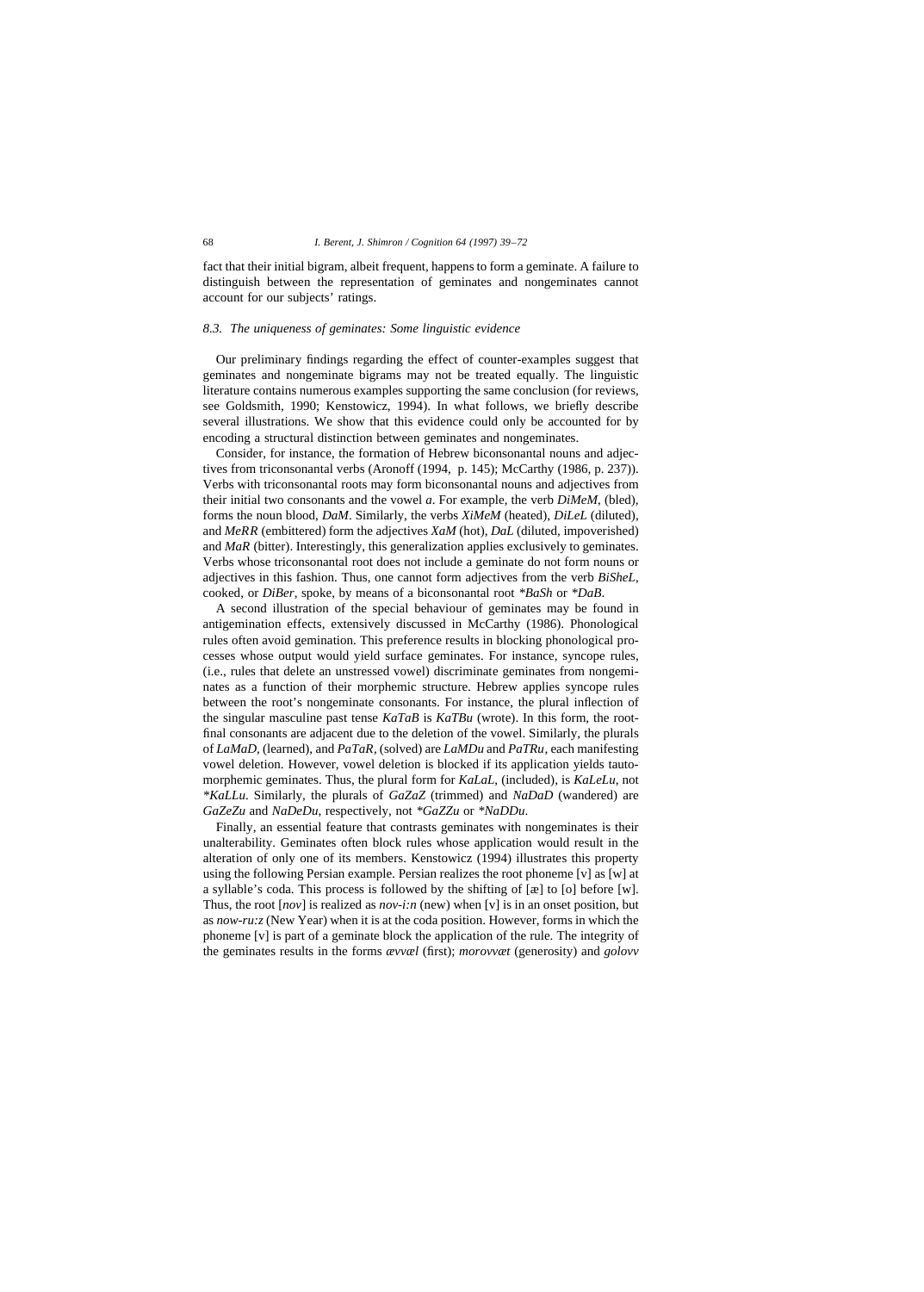fact that their initial bigram, albeit frequent, happens to form a geminate. A failure to distinguish between the representation of geminates and nongeminates cannot account for our subjects' ratings.

### 8.3. The uniqueness of geminates: Some linguistic evidence

Our preliminary findings regarding the effect of counter-examples suggest that geminates and nongeminate bigrams may not be treated equally. The linguistic literature contains numerous examples supporting the same conclusion (for reviews, see Goldsmith, 1990; Kenstowicz, 1994). In what follows, we briefly describe several illustrations. We show that this evidence could only be accounted for by encoding a structural distinction between geminates and nongeminates.

Consider, for instance, the formation of Hebrew biconsonantal nouns and adjectives from triconsonantal verbs (Aronoff (1994, p. 145); McCarthy (1986, p. 237)). Verbs with triconsonantal roots may form biconsonantal nouns and adjectives from their initial two consonants and the vowel *a*. For example, the verb *DiMeM*, (bled), forms the noun blood, *DaM*. Similarly, the verbs *XiMeM* (heated), *DiLeL* (diluted), and *MeRR* (embittered) form the adjectives *XaM* (hot), *DaL* (diluted, impoverished) and *MaR* (bitter). Interestingly, this generalization applies exclusively to geminates. Verbs whose triconsonantal root does not include a geminate do not form nouns or adjectives in this fashion. Thus, one cannot form adjectives from the verb *BiSheL*, cooked, or *DiBer*, spoke, by means of a biconsonantal root *\*BaSh* or *\*DaB*.

A second illustration of the special behaviour of geminates may be found in antigemination effects, extensively discussed in McCarthy (1986). Phonological rules often avoid gemination. This preference results in blocking phonological processes whose output would yield surface geminates. For instance, syncope rules, (i.e., rules that delete an unstressed vowel) discriminate geminates from nongeminates as a function of their morphemic structure. Hebrew applies syncope rules between the root's nongeminate consonants. For instance, the plural inflection of the singular masculine past tense *KaTaB* is *KaTBu* (wrote). In this form, the root-final consonants are adjacent due to the deletion of the vowel. Similarly, the plurals of *LaMaD*, (learned), and *PaTaR*, (solved) are *LaMDu* and *PaTRu*, each manifesting vowel deletion. However, vowel deletion is blocked if its application yields tautomorphemic geminates. Thus, the plural form for *KaLaL*, (included), is *KaLeLu*, not *\*KaLLu*. Similarly, the plurals of *GaZaZ* (trimmed) and *NaDaD* (wandered) are *GaZeZu* and *NaDeDu*, respectively, not *\*GaZZu* or *\*NaDDu*.

Finally, an essential feature that contrasts geminates with nongeminates is their unalterability. Geminates often block rules whose application would result in the alteration of only one of its members. Kenstowicz (1994) illustrates this property using the following Persian example. Persian realizes the root phoneme [v] as [w] at a syllable's coda. This process is followed by the shifting of [æ] to [o] before [w]. Thus, the root [*nov*] is realized as *nov-i:n* (new) when [v] is in an onset position, but as *now-ru:z* (New Year) when it is at the coda position. However, forms in which the phoneme [v] is part of a geminate block the application of the rule. The integrity of the geminates results in the forms *ævvæl* (first); *morovvæt* (generosity) and *golovv*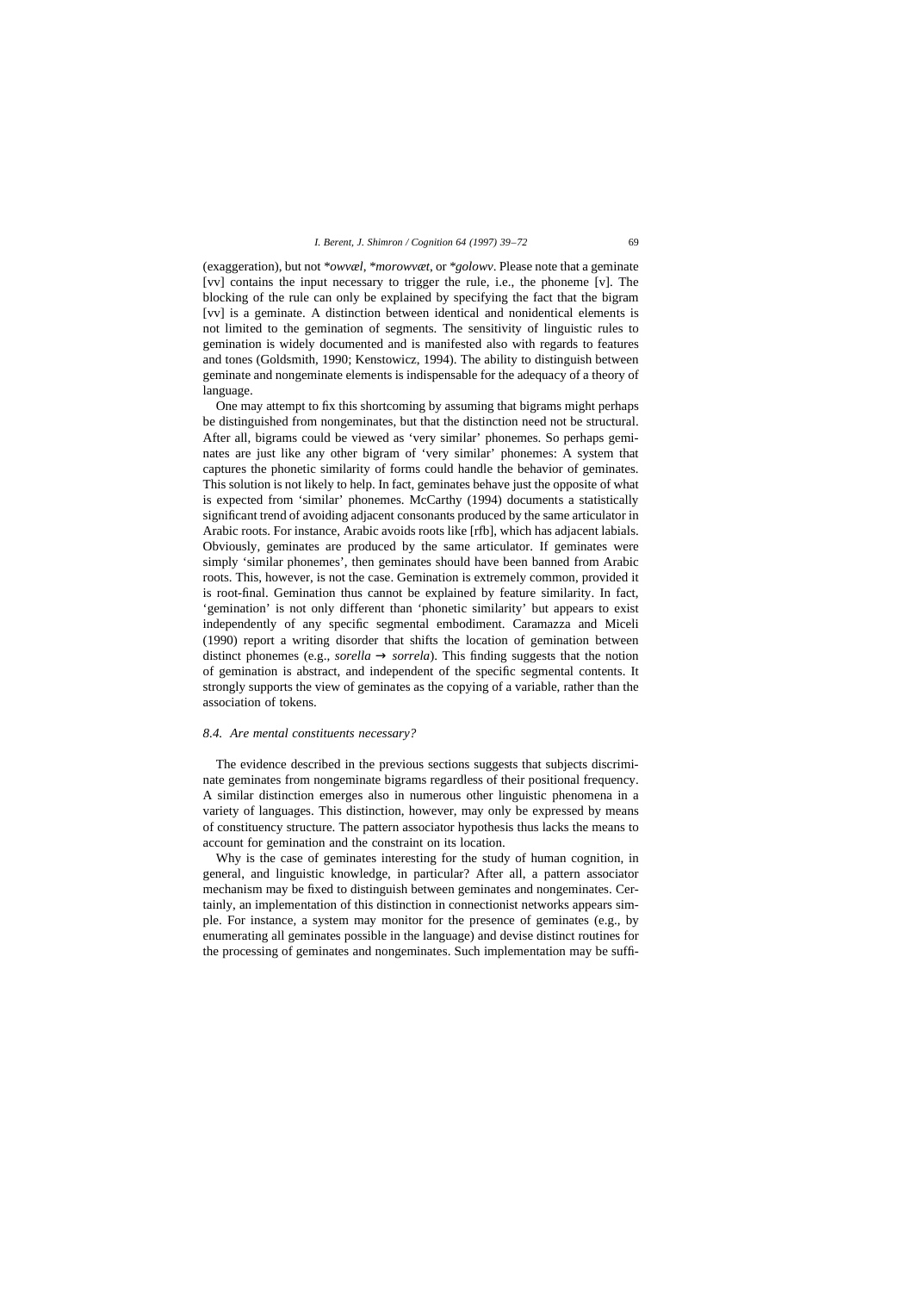(exaggeration), but not *\*owvæl*, *\*morowvæt*, or *\*golowv*. Please note that a geminate [vv] contains the input necessary to trigger the rule, i.e., the phoneme [v]. The blocking of the rule can only be explained by specifying the fact that the bigram [vv] is a geminate. A distinction between identical and nonidentical elements is not limited to the gemination of segments. The sensitivity of linguistic rules to gemination is widely documented and is manifested also with regards to features and tones (Goldsmith, 1990; Kenstowicz, 1994). The ability to distinguish between geminate and nongeminate elements is indispensable for the adequacy of a theory of language.

One may attempt to fix this shortcoming by assuming that bigrams might perhaps be distinguished from nongeminates, but that the distinction need not be structural. After all, bigrams could be viewed as 'very similar' phonemes. So perhaps geminates are just like any other bigram of 'very similar' phonemes: A system that captures the phonetic similarity of forms could handle the behavior of geminates. This solution is not likely to help. In fact, geminates behave just the opposite of what is expected from 'similar' phonemes. McCarthy (1994) documents a statistically significant trend of avoiding adjacent consonants produced by the same articulator in Arabic roots. For instance, Arabic avoids roots like [rfb], which has adjacent labials. Obviously, geminates are produced by the same articulator. If geminates were simply 'similar phonemes', then geminates should have been banned from Arabic roots. This, however, is not the case. Gemination is extremely common, provided it is root-final. Gemination thus cannot be explained by feature similarity. In fact, 'gemination' is not only different than 'phonetic similarity' but appears to exist independently of any specific segmental embodiment. Caramazza and Miceli (1990) report a writing disorder that shifts the location of gemination between distinct phonemes (e.g., *sorella* → *sorrela*). This finding suggests that the notion of gemination is abstract, and independent of the specific segmental contents. It strongly supports the view of geminates as the copying of a variable, rather than the association of tokens.

### *8.4. Are mental constituents necessary?*

The evidence described in the previous sections suggests that subjects discriminate geminates from nongeminate bigrams regardless of their positional frequency. A similar distinction emerges also in numerous other linguistic phenomena in a variety of languages. This distinction, however, may only be expressed by means of constituency structure. The pattern associator hypothesis thus lacks the means to account for gemination and the constraint on its location.

Why is the case of geminates interesting for the study of human cognition, in general, and linguistic knowledge, in particular? After all, a pattern associator mechanism may be fixed to distinguish between geminates and nongeminates. Certainly, an implementation of this distinction in connectionist networks appears simple. For instance, a system may monitor for the presence of geminates (e.g., by enumerating all geminates possible in the language) and devise distinct routines for the processing of geminates and nongeminates. Such implementation may be suffi-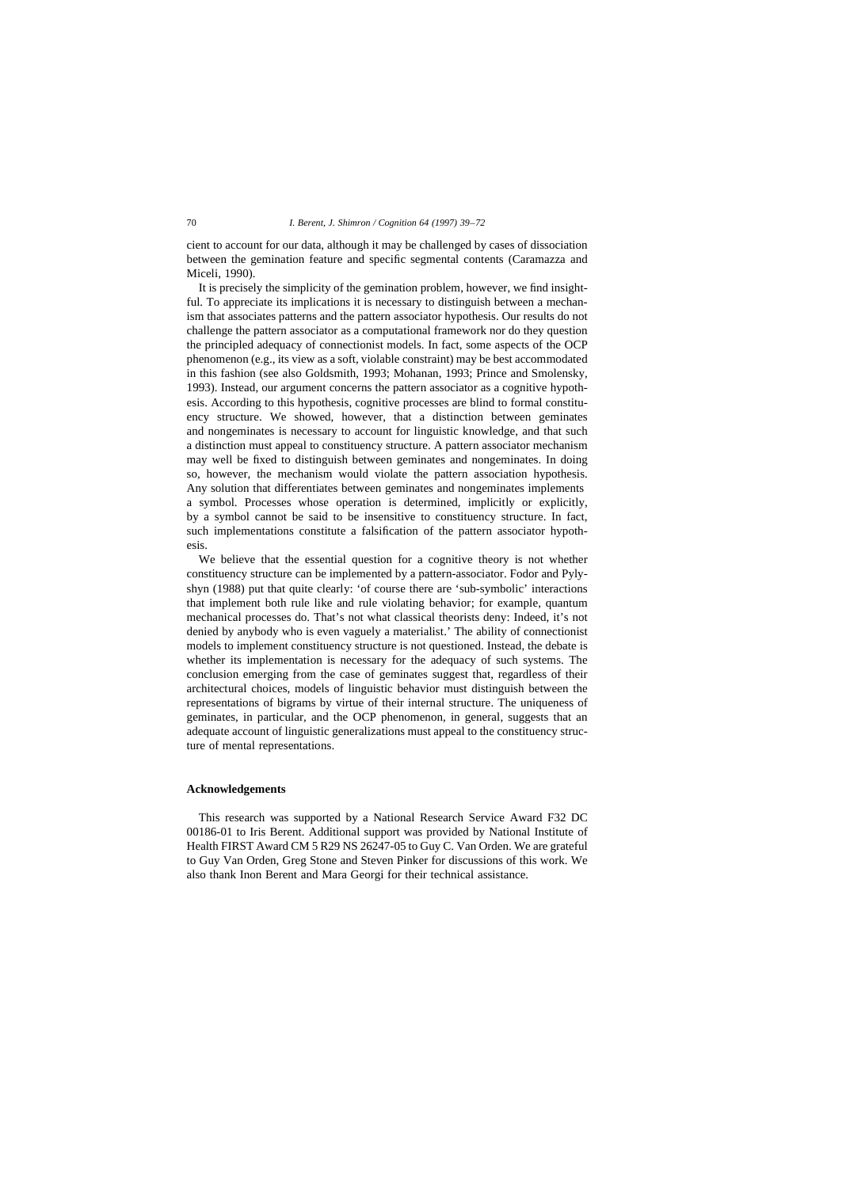cient to account for our data, although it may be challenged by cases of dissociation between the gemination feature and specific segmental contents (Caramazza and Miceli, 1990).

It is precisely the simplicity of the gemination problem, however, we find insightful. To appreciate its implications it is necessary to distinguish between a mechanism that associates patterns and the pattern associator hypothesis. Our results do not challenge the pattern associator as a computational framework nor do they question the principled adequacy of connectionist models. In fact, some aspects of the OCP phenomenon (e.g., its view as a soft, violable constraint) may be best accommodated in this fashion (see also Goldsmith, 1993; Mohanan, 1993; Prince and Smolensky, 1993). Instead, our argument concerns the pattern associator as a cognitive hypothesis. According to this hypothesis, cognitive processes are blind to formal constituency structure. We showed, however, that a distinction between geminates and nongeminates is necessary to account for linguistic knowledge, and that such a distinction must appeal to constituency structure. A pattern associator mechanism may well be fixed to distinguish between geminates and nongeminates. In doing so, however, the mechanism would violate the pattern association hypothesis. Any solution that differentiates between geminates and nongeminates implements a symbol. Processes whose operation is determined, implicitly or explicitly, by a symbol cannot be said to be insensitive to constituency structure. In fact, such implementations constitute a falsification of the pattern associator hypothesis.

We believe that the essential question for a cognitive theory is not whether constituency structure can be implemented by a pattern-associator. Fodor and Pylyshyn (1988) put that quite clearly: 'of course there are 'sub-symbolic' interactions that implement both rule like and rule violating behavior; for example, quantum mechanical processes do. That's not what classical theorists deny: Indeed, it's not denied by anybody who is even vaguely a materialist.' The ability of connectionist models to implement constituency structure is not questioned. Instead, the debate is whether its implementation is necessary for the adequacy of such systems. The conclusion emerging from the case of geminates suggest that, regardless of their architectural choices, models of linguistic behavior must distinguish between the representations of bigrams by virtue of their internal structure. The uniqueness of geminates, in particular, and the OCP phenomenon, in general, suggests that an adequate account of linguistic generalizations must appeal to the constituency structure of mental representations.

## Acknowledgements

This research was supported by a National Research Service Award F32 DC 00186-01 to Iris Berent. Additional support was provided by National Institute of Health FIRST Award CM 5 R29 NS 26247-05 to Guy C. Van Orden. We are grateful to Guy Van Orden, Greg Stone and Steven Pinker for discussions of this work. We also thank Inon Berent and Mara Georgi for their technical assistance.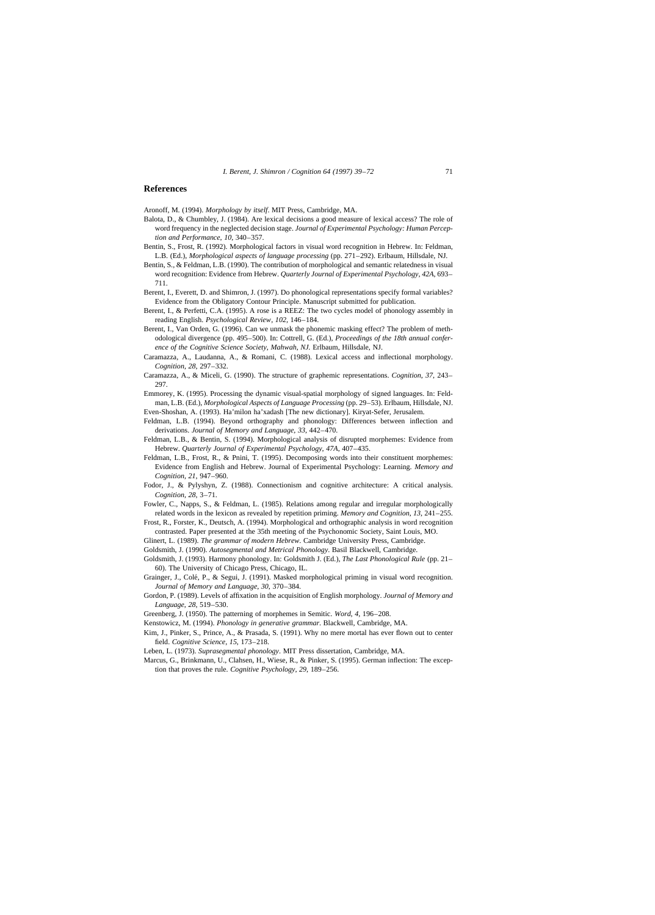## References

Aronoff, M. (1994). *Morphology by itself*. MIT Press, Cambridge, MA.

Balota, D., & Chumbley, J. (1984). Are lexical decisions a good measure of lexical access? The role of word frequency in the neglected decision stage. *Journal of Experimental Psychology: Human Perception and Performance*, *10*, 340–357.

Bentin, S., Frost, R. (1992). Morphological factors in visual word recognition in Hebrew. In: Feldman, L.B. (Ed.), *Morphological aspects of language processing* (pp. 271–292). Erlbaum, Hillsdale, NJ.

Bentin, S., & Feldman, L.B. (1990). The contribution of morphological and semantic relatedness in visual word recognition: Evidence from Hebrew. *Quarterly Journal of Experimental Psychology*, *42A*, 693–711.

Berent, I., Everett, D. and Shimron, J. (1997). Do phonological representations specify formal variables? Evidence from the Obligatory Contour Principle. Manuscript submitted for publication.

Berent, I., & Perfetti, C.A. (1995). A rose is a REEZ: The two cycles model of phonology assembly in reading English. *Psychological Review*, *102*, 146–184.

Berent, I., Van Orden, G. (1996). Can we unmask the phonemic masking effect? The problem of methodological divergence (pp. 495–500). In: Cottrell, G. (Ed.), *Proceedings of the 18th annual conference of the Cognitive Science Society, Mahwah, NJ*. Erlbaum, Hillsdale, NJ.

Caramazza, A., Laudanna, A., & Romani, C. (1988). Lexical access and inflectional morphology. *Cognition*, *28*, 297–332.

Caramazza, A., & Miceli, G. (1990). The structure of graphemic representations. *Cognition*, *37*, 243–297.

Emmorey, K. (1995). Processing the dynamic visual-spatial morphology of signed languages. In: Feldman, L.B. (Ed.), *Morphological Aspects of Language Processing* (pp. 29–53). Erlbaum, Hillsdale, NJ.

Even-Shoshan, A. (1993). Ha'milon ha'xadash [The new dictionary]. Kiryat-Sefer, Jerusalem.

Feldman, L.B. (1994). Beyond orthography and phonology: Differences between inflection and derivations. *Journal of Memory and Language*, *33*, 442–470.

Feldman, L.B., & Bentin, S. (1994). Morphological analysis of disrupted morphemes: Evidence from Hebrew. *Quarterly Journal of Experimental Psychology*, *47A*, 407–435.

Feldman, L.B., Frost, R., & Pnini, T. (1995). Decomposing words into their constituent morphemes: Evidence from English and Hebrew. Journal of Experimental Psychology: Learning. *Memory and Cognition*, *21*, 947–960.

Fodor, J., & Pylyshyn, Z. (1988). Connectionism and cognitive architecture: A critical analysis. *Cognition*, *28*, 3–71.

Fowler, C., Napps, S., & Feldman, L. (1985). Relations among regular and irregular morphologically related words in the lexicon as revealed by repetition priming. *Memory and Cognition*, *13*, 241–255.

Frost, R., Forster, K., Deutsch, A. (1994). Morphological and orthographic analysis in word recognition contrasted. Paper presented at the 35th meeting of the Psychonomic Society, Saint Louis, MO.

Glinert, L. (1989). *The grammar of modern Hebrew*. Cambridge University Press, Cambridge.

Goldsmith, J. (1990). *Autosegmental and Metrical Phonology*. Basil Blackwell, Cambridge.

Goldsmith, J. (1993). Harmony phonology. In: Goldsmith J. (Ed.), *The Last Phonological Rule* (pp. 21–60). The University of Chicago Press, Chicago, IL.

Grainger, J., Colé, P., & Segui, J. (1991). Masked morphological priming in visual word recognition. *Journal of Memory and Language*, *30*, 370–384.

Gordon, P. (1989). Levels of affixation in the acquisition of English morphology. *Journal of Memory and Language*, *28*, 519–530.

Greenberg, J. (1950). The patterning of morphemes in Semitic. *Word*, *4*, 196–208.

Kenstowicz, M. (1994). *Phonology in generative grammar*. Blackwell, Cambridge, MA.

Kim, J., Pinker, S., Prince, A., & Prasada, S. (1991). Why no mere mortal has ever flown out to center field. *Cognitive Science*, *15*, 173–218.

Leben, L. (1973). *Suprasegmental phonology*. MIT Press dissertation, Cambridge, MA.

Marcus, G., Brinkmann, U., Clahsen, H., Wiese, R., & Pinker, S. (1995). German inflection: The exception that proves the rule. *Cognitive Psychology*, *29*, 189–256.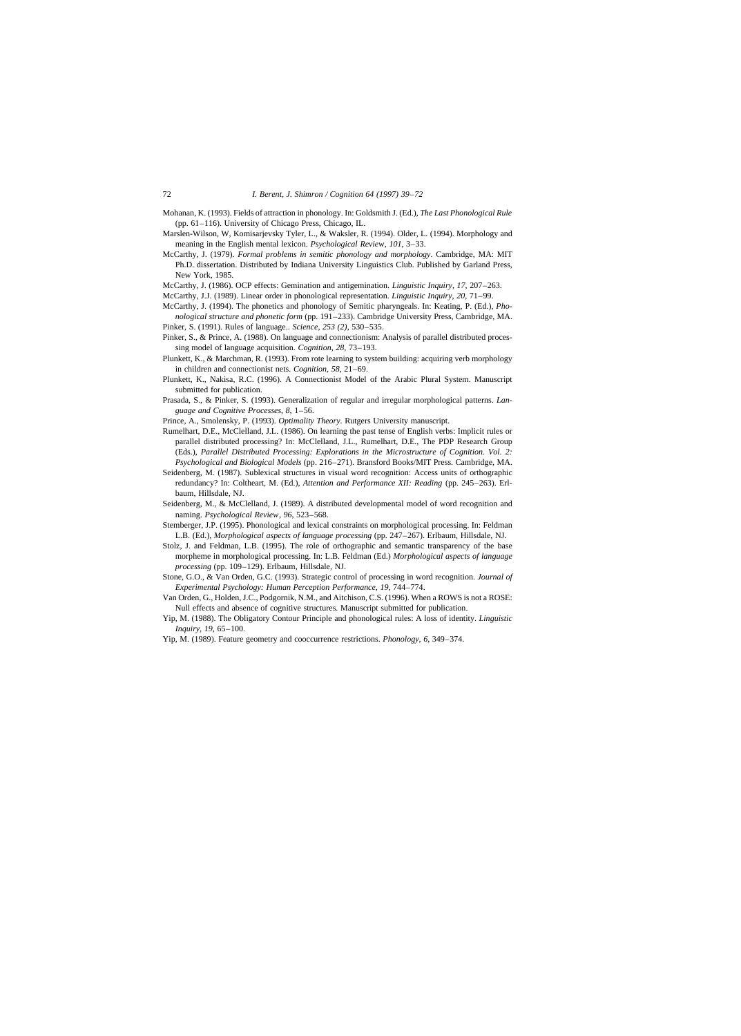Mohanan, K. (1993). Fields of attraction in phonology. In: Goldsmith J. (Ed.), *The Last Phonological Rule* (pp. 61–116). University of Chicago Press, Chicago, IL.

Marslen-Wilson, W, Komisarjevsky Tyler, L., & Waksler, R. (1994). Older, L. (1994). Morphology and meaning in the English mental lexicon. *Psychological Review*, *101*, 3–33.

McCarthy, J. (1979). *Formal problems in semitic phonology and morphology*. Cambridge, MA: MIT Ph.D. dissertation. Distributed by Indiana University Linguistics Club. Published by Garland Press, New York, 1985.

McCarthy, J. (1986). OCP effects: Gemination and antigemination. *Linguistic Inquiry*, *17*, 207–263.

McCarthy, J.J. (1989). Linear order in phonological representation. *Linguistic Inquiry*, *20*, 71–99.

McCarthy, J. (1994). The phonetics and phonology of Semitic pharyngeals. In: Keating, P. (Ed.), *Phonological structure and phonetic form* (pp. 191–233). Cambridge University Press, Cambridge, MA.

Pinker, S. (1991). Rules of language.. *Science*, *253 (2)*, 530–535.

Pinker, S., & Prince, A. (1988). On language and connectionism: Analysis of parallel distributed processing model of language acquisition. *Cognition*, *28*, 73–193.

Plunkett, K., & Marchman, R. (1993). From rote learning to system building: acquiring verb morphology in children and connectionist nets. *Cognition*, *58*, 21–69.

Plunkett, K., Nakisa, R.C. (1996). A Connectionist Model of the Arabic Plural System. Manuscript submitted for publication.

Prasada, S., & Pinker, S. (1993). Generalization of regular and irregular morphological patterns. *Language and Cognitive Processes*, *8*, 1–56.

Prince, A., Smolensky, P. (1993). *Optimality Theory*. Rutgers University manuscript.

Rumelhart, D.E., McClelland, J.L. (1986). On learning the past tense of English verbs: Implicit rules or parallel distributed processing? In: McClelland, J.L., Rumelhart, D.E., The PDP Research Group (Eds.), *Parallel Distributed Processing: Explorations in the Microstructure of Cognition. Vol. 2: Psychological and Biological Models* (pp. 216–271). Bransford Books/MIT Press. Cambridge, MA.

Seidenberg, M. (1987). Sublexical structures in visual word recognition: Access units of orthographic redundancy? In: Coltheart, M. (Ed.), *Attention and Performance XII: Reading* (pp. 245–263). Erlbaum, Hillsdale, NJ.

Seidenberg, M., & McClelland, J. (1989). A distributed developmental model of word recognition and naming. *Psychological Review*, *96*, 523–568.

Stemberger, J.P. (1995). Phonological and lexical constraints on morphological processing. In: Feldman L.B. (Ed.), *Morphological aspects of language processing* (pp. 247–267). Erlbaum, Hillsdale, NJ.

Stolz, J. and Feldman, L.B. (1995). The role of orthographic and semantic transparency of the base morpheme in morphological processing. In: L.B. Feldman (Ed.) *Morphological aspects of language processing* (pp. 109–129). Erlbaum, Hillsdale, NJ.

Stone, G.O., & Van Orden, G.C. (1993). Strategic control of processing in word recognition. *Journal of Experimental Psychology: Human Perception Performance*, *19*, 744–774.

Van Orden, G., Holden, J.C., Podgornik, N.M., and Aitchison, C.S. (1996). When a ROWS is not a ROSE: Null effects and absence of cognitive structures. Manuscript submitted for publication.

Yip, M. (1988). The Obligatory Contour Principle and phonological rules: A loss of identity. *Linguistic Inquiry*, *19*, 65–100.

Yip, M. (1989). Feature geometry and cooccurrence restrictions. *Phonology*, *6*, 349–374.